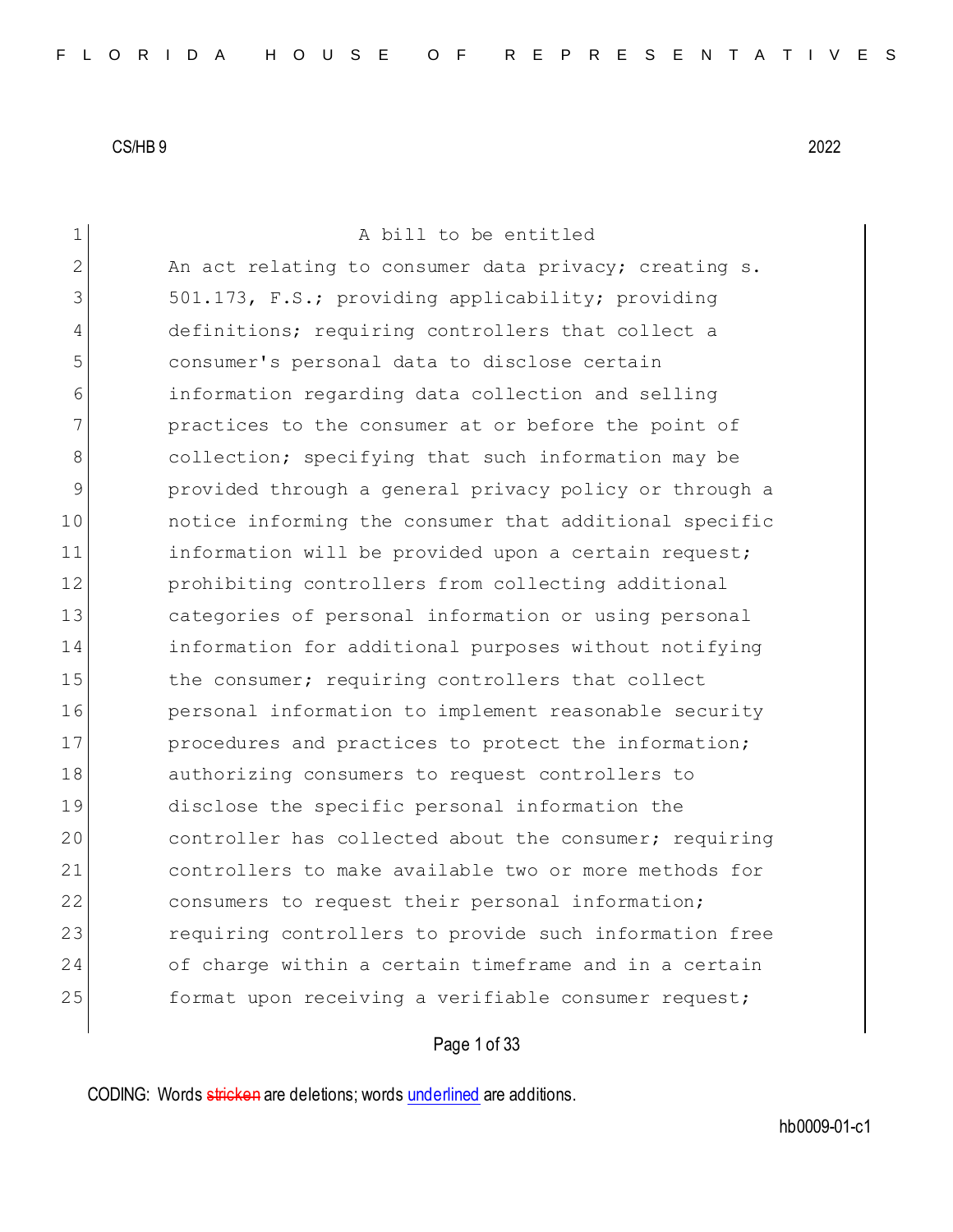CS/HB 9

A bill to be entitled

An act relating to consumer data privacy; creating s. 501.173, F.S.; providing applicability; providing definitions; requiring controllers that collect a consumer's personal data to disclose certain information regarding data collection and selling practices to the consumer at or before the point of collection; specifying that such information may be provided through a general privacy policy or through a notice informing the consumer that additional specific information will be provided upon a certain request; prohibiting controllers from collecting additional categories of personal information or using personal information for additional purposes without notifying the consumer; requiring controllers that collect personal information to implement reasonable security procedures and practices to protect the information; authorizing consumers to request controllers to disclose the specific personal information the controller has collected about the consumer; requiring controllers to make available two or more methods for consumers to request their personal information; requiring controllers to provide such information free of charge within a certain timeframe and in a certain format upon receiving a verifiable consumer request;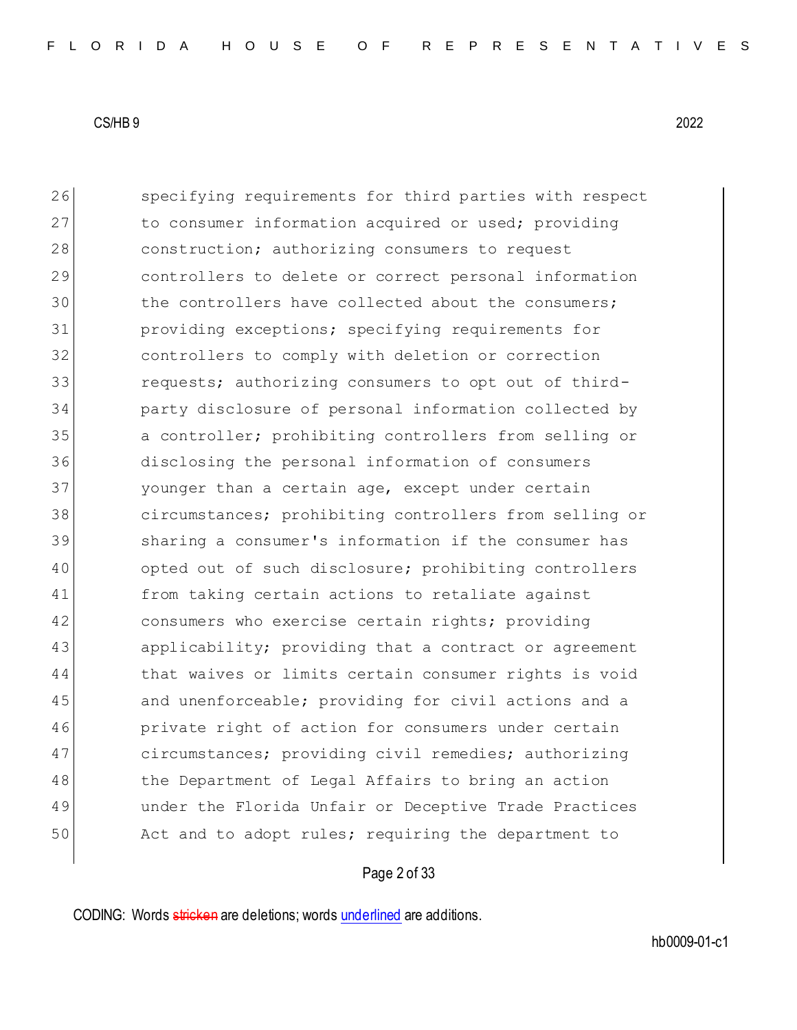26 specifying requirements for third parties with respect
27 to consumer information acquired or used; providing
28 construction; authorizing consumers to request
29 controllers to delete or correct personal information
30 the controllers have collected about the consumers;
31 providing exceptions; specifying requirements for
32 controllers to comply with deletion or correction
33 requests; authorizing consumers to opt out of third-
34 party disclosure of personal information collected by
35 a controller; prohibiting controllers from selling or
36 disclosing the personal information of consumers
37 younger than a certain age, except under certain
38 circumstances; prohibiting controllers from selling or
39 sharing a consumer's information if the consumer has
40 opted out of such disclosure; prohibiting controllers
41 from taking certain actions to retaliate against
42 consumers who exercise certain rights; providing
43 applicability; providing that a contract or agreement
44 that waives or limits certain consumer rights is void
45 and unenforceable; providing for civil actions and a
46 private right of action for consumers under certain
47 circumstances; providing civil remedies; authorizing
48 the Department of Legal Affairs to bring an action
49 under the Florida Unfair or Deceptive Trade Practices
50 Act and to adopt rules; requiring the department to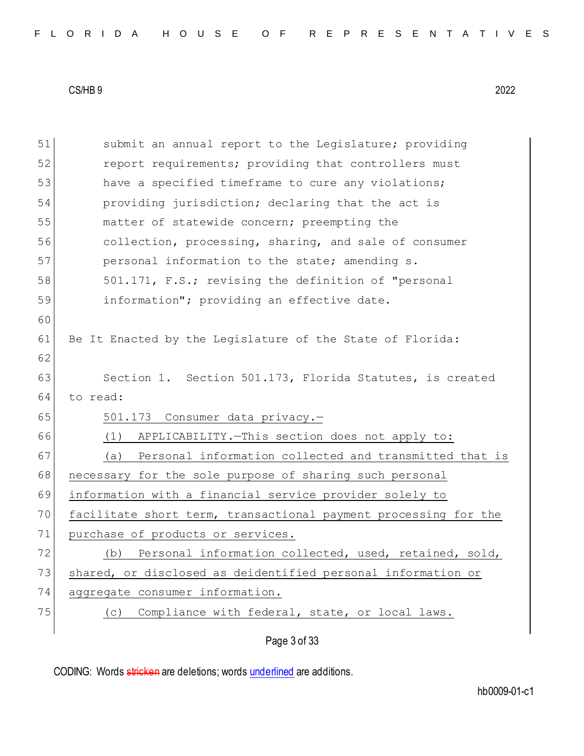submit an annual report to the Legislature; providing report requirements; providing that controllers must have a specified timeframe to cure any violations; providing jurisdiction; declaring that the act is matter of statewide concern; preempting the collection, processing, sharing, and sale of consumer personal information to the state; amending s. 501.171, F.S.; revising the definition of "personal information"; providing an effective date.

Be It Enacted by the Legislature of the State of Florida:

Section 1. Section 501.173, Florida Statutes, is created to read:

501.173 Consumer data privacy.—

(1) APPLICABILITY.—This section does not apply to:

(a) Personal information collected and transmitted that is necessary for the sole purpose of sharing such personal information with a financial service provider solely to facilitate short term, transactional payment processing for the purchase of products or services.

(b) Personal information collected, used, retained, sold, shared, or disclosed as deidentified personal information or aggregate consumer information.

(c) Compliance with federal, state, or local laws.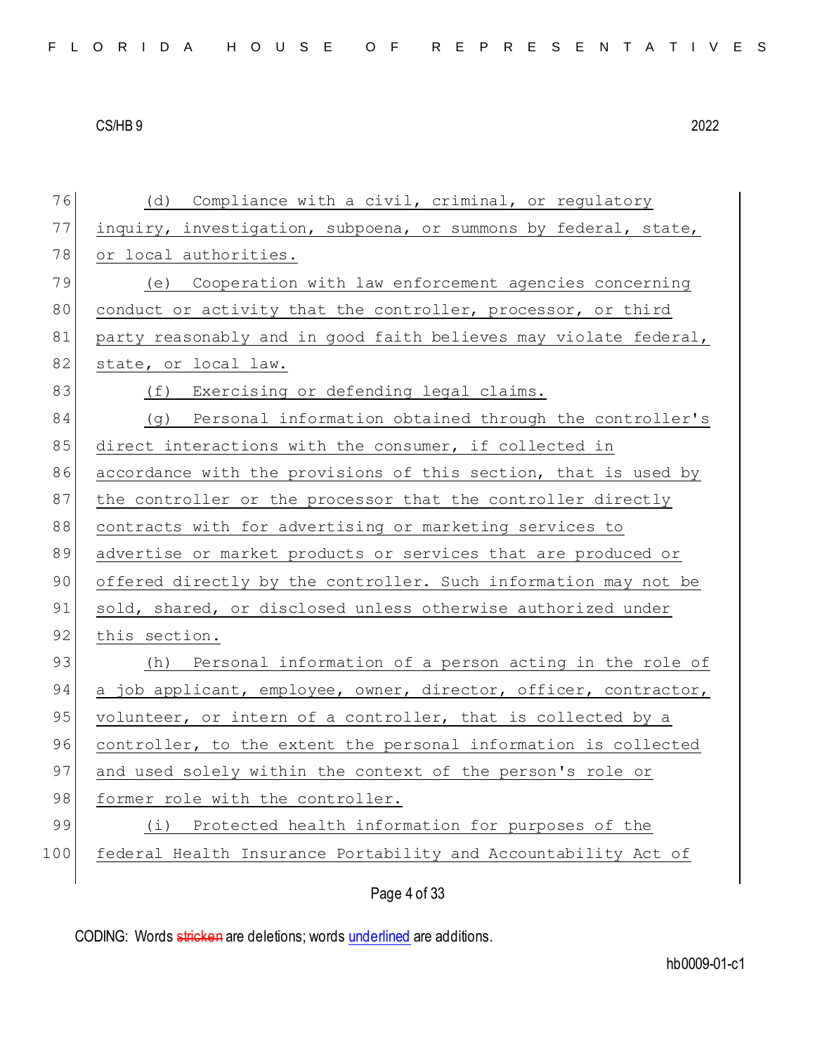(d) Compliance with a civil, criminal, or regulatory inquiry, investigation, subpoena, or summons by federal, state, or local authorities.

(e) Cooperation with law enforcement agencies concerning conduct or activity that the controller, processor, or third party reasonably and in good faith believes may violate federal, state, or local law.

(f) Exercising or defending legal claims.

(g) Personal information obtained through the controller's direct interactions with the consumer, if collected in accordance with the provisions of this section, that is used by the controller or the processor that the controller directly contracts with for advertising or marketing services to advertise or market products or services that are produced or offered directly by the controller. Such information may not be sold, shared, or disclosed unless otherwise authorized under this section.

(h) Personal information of a person acting in the role of a job applicant, employee, owner, director, officer, contractor, volunteer, or intern of a controller, that is collected by a controller, to the extent the personal information is collected and used solely within the context of the person's role or former role with the controller.

(i) Protected health information for purposes of the federal Health Insurance Portability and Accountability Act of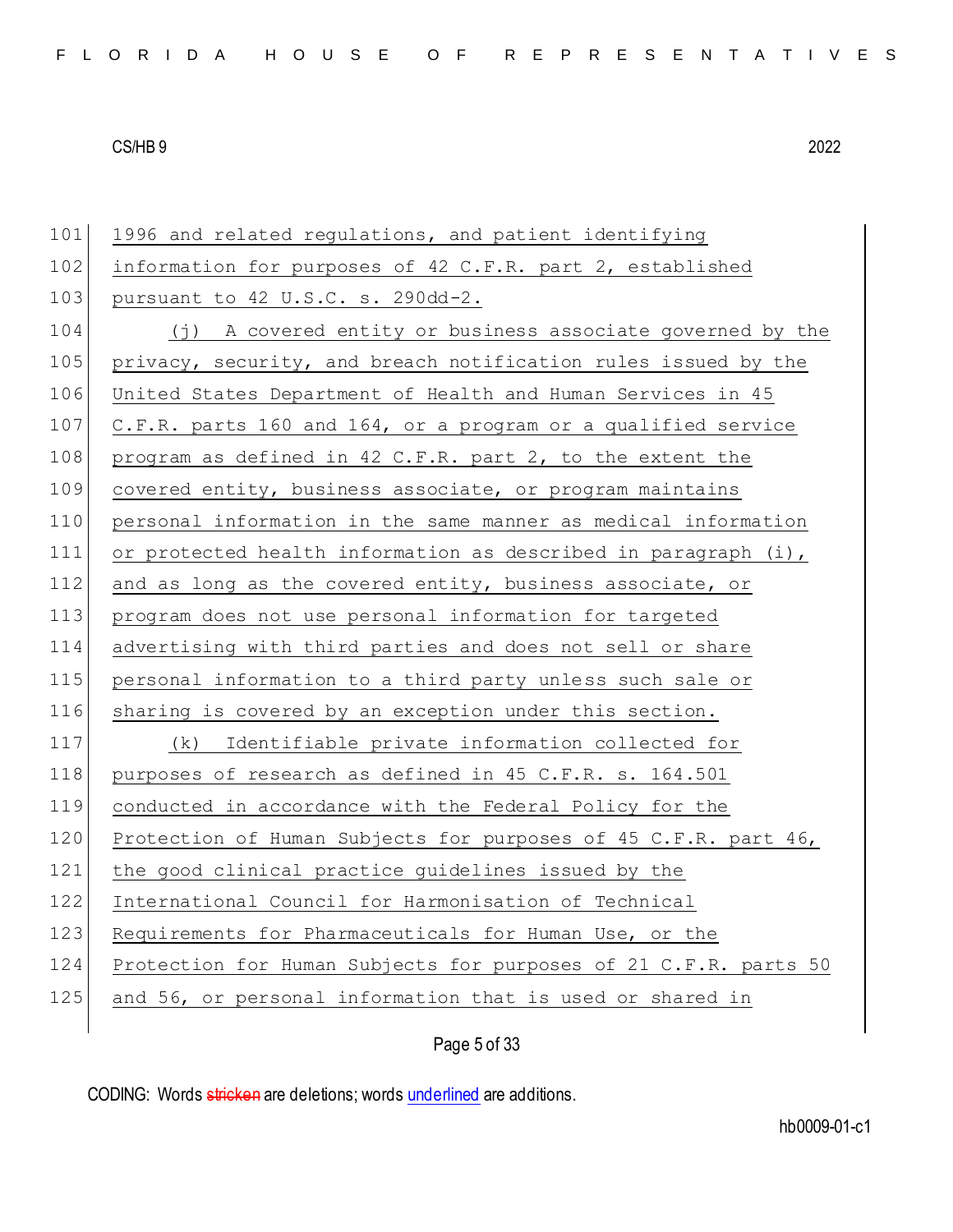1996 and related regulations, and patient identifying information for purposes of 42 C.F.R. part 2, established pursuant to 42 U.S.C. s. 290dd-2.

(j) A covered entity or business associate governed by the privacy, security, and breach notification rules issued by the United States Department of Health and Human Services in 45 C.F.R. parts 160 and 164, or a program or a qualified service program as defined in 42 C.F.R. part 2, to the extent the covered entity, business associate, or program maintains personal information in the same manner as medical information or protected health information as described in paragraph (i), and as long as the covered entity, business associate, or program does not use personal information for targeted advertising with third parties and does not sell or share personal information to a third party unless such sale or sharing is covered by an exception under this section.

(k) Identifiable private information collected for purposes of research as defined in 45 C.F.R. s. 164.501 conducted in accordance with the Federal Policy for the Protection of Human Subjects for purposes of 45 C.F.R. part 46, the good clinical practice guidelines issued by the International Council for Harmonisation of Technical Requirements for Pharmaceuticals for Human Use, or the Protection for Human Subjects for purposes of 21 C.F.R. parts 50 and 56, or personal information that is used or shared in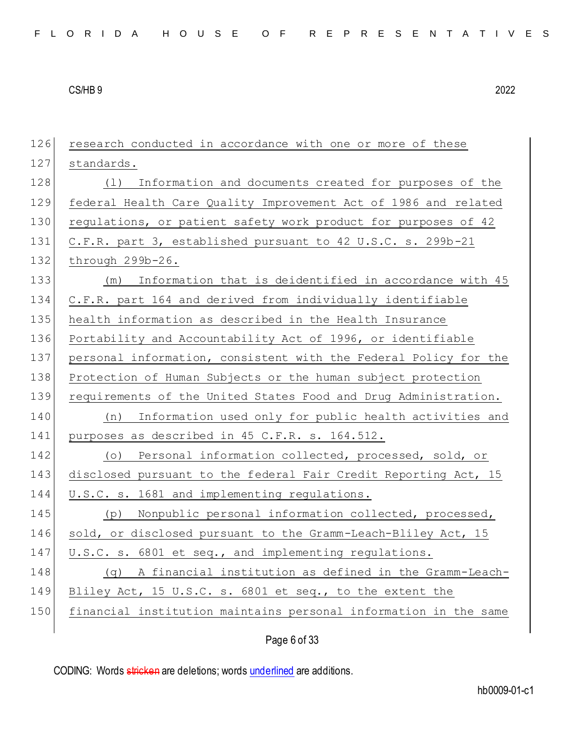research conducted in accordance with one or more of these standards.

(l) Information and documents created for purposes of the federal Health Care Quality Improvement Act of 1986 and related regulations, or patient safety work product for purposes of 42 C.F.R. part 3, established pursuant to 42 U.S.C. s. 299b-21 through 299b-26.

(m) Information that is deidentified in accordance with 45 C.F.R. part 164 and derived from individually identifiable health information as described in the Health Insurance Portability and Accountability Act of 1996, or identifiable personal information, consistent with the Federal Policy for the Protection of Human Subjects or the human subject protection requirements of the United States Food and Drug Administration.

(n) Information used only for public health activities and purposes as described in 45 C.F.R. s. 164.512.

(o) Personal information collected, processed, sold, or disclosed pursuant to the federal Fair Credit Reporting Act, 15 U.S.C. s. 1681 and implementing regulations.

(p) Nonpublic personal information collected, processed, sold, or disclosed pursuant to the Gramm-Leach-Bliley Act, 15 U.S.C. s. 6801 et seq., and implementing regulations.

(q) A financial institution as defined in the Gramm-Leach-Bliley Act, 15 U.S.C. s. 6801 et seq., to the extent the financial institution maintains personal information in the same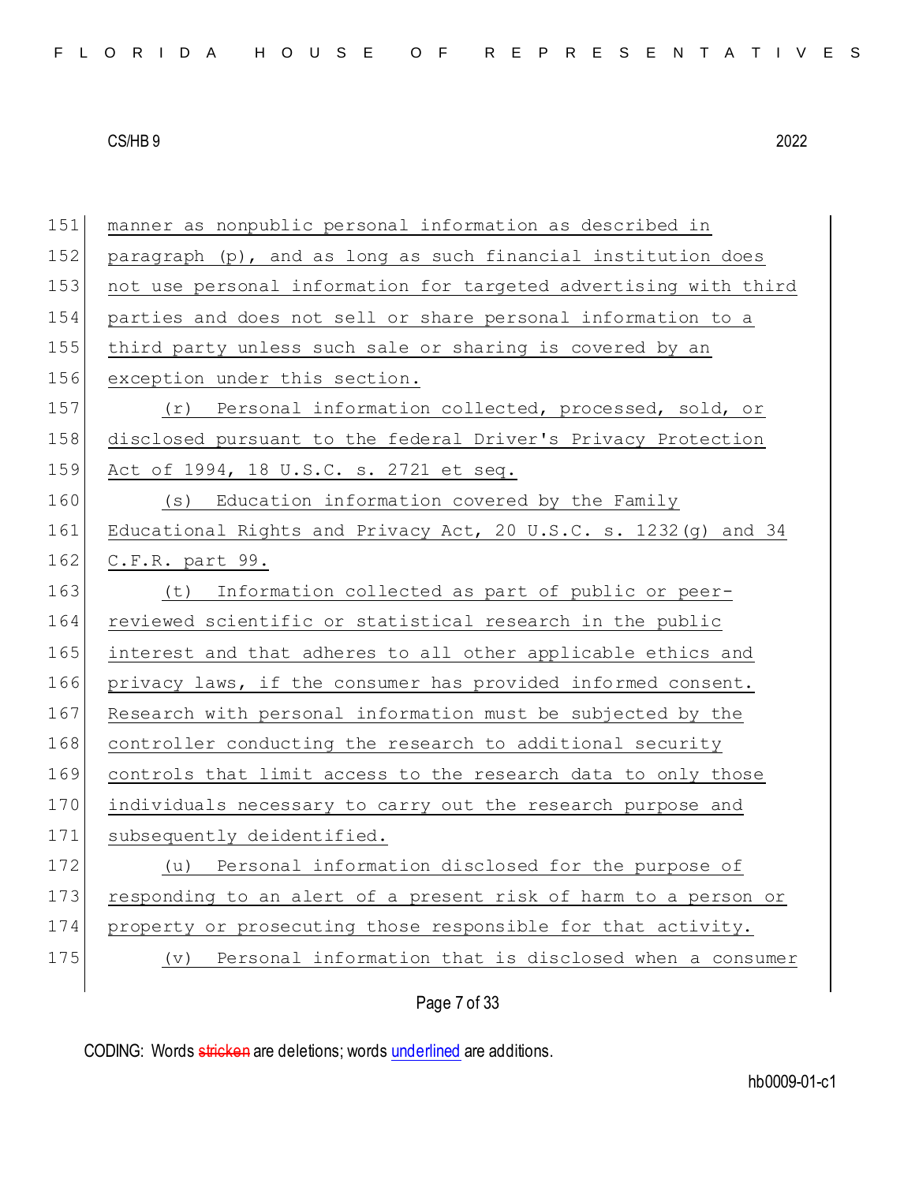manner as nonpublic personal information as described in paragraph (p), and as long as such financial institution does not use personal information for targeted advertising with third parties and does not sell or share personal information to a third party unless such sale or sharing is covered by an exception under this section.

(r) Personal information collected, processed, sold, or disclosed pursuant to the federal Driver's Privacy Protection Act of 1994, 18 U.S.C. s. 2721 et seq.

(s) Education information covered by the Family Educational Rights and Privacy Act, 20 U.S.C. s. 1232(g) and 34 C.F.R. part 99.

(t) Information collected as part of public or peer-reviewed scientific or statistical research in the public interest and that adheres to all other applicable ethics and privacy laws, if the consumer has provided informed consent. Research with personal information must be subjected by the controller conducting the research to additional security controls that limit access to the research data to only those individuals necessary to carry out the research purpose and subsequently deidentified.

(u) Personal information disclosed for the purpose of responding to an alert of a present risk of harm to a person or property or prosecuting those responsible for that activity.

(v) Personal information that is disclosed when a consumer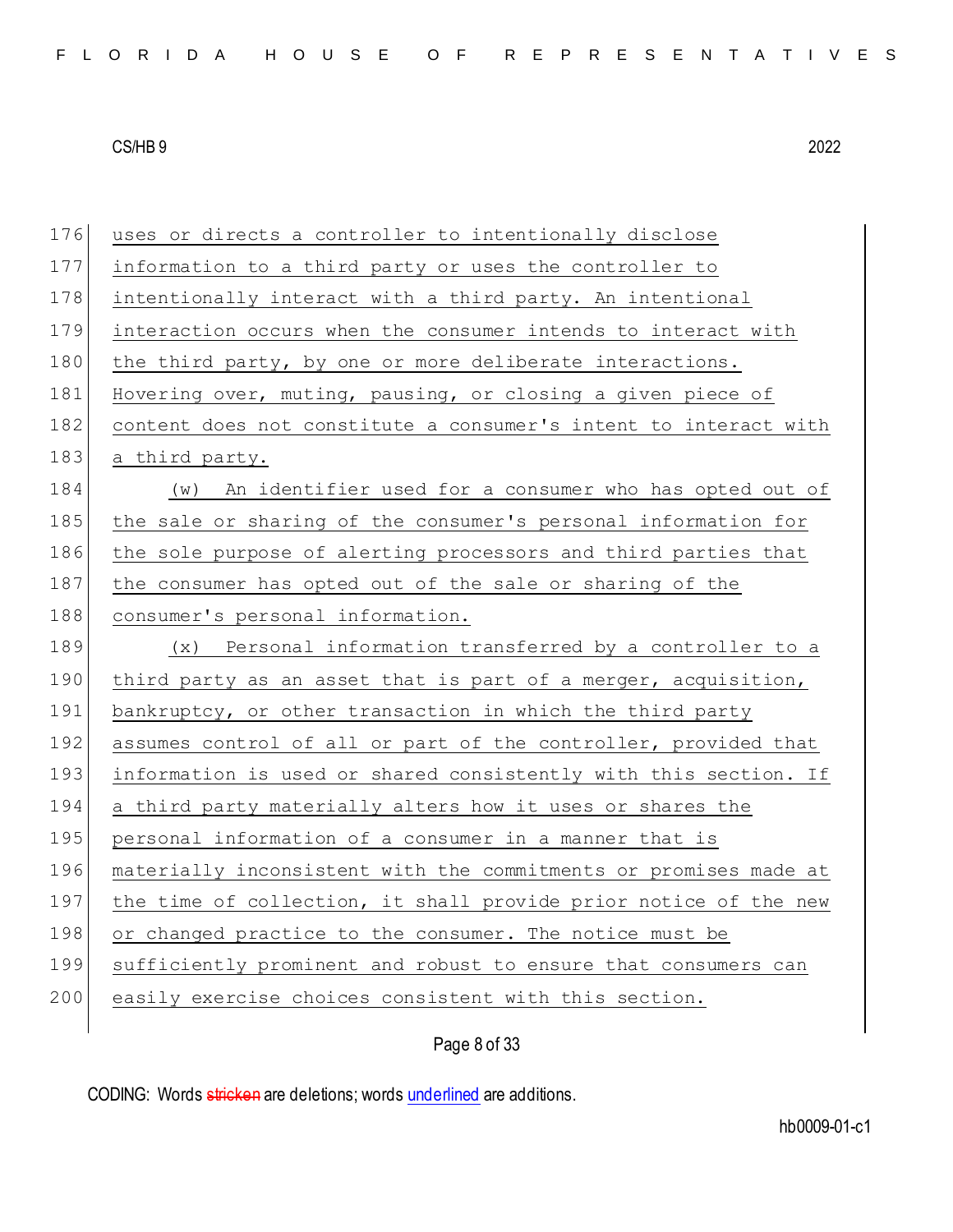uses or directs a controller to intentionally disclose information to a third party or uses the controller to intentionally interact with a third party. An intentional interaction occurs when the consumer intends to interact with the third party, by one or more deliberate interactions. Hovering over, muting, pausing, or closing a given piece of content does not constitute a consumer's intent to interact with a third party.

(w) An identifier used for a consumer who has opted out of the sale or sharing of the consumer's personal information for the sole purpose of alerting processors and third parties that the consumer has opted out of the sale or sharing of the consumer's personal information.

(x) Personal information transferred by a controller to a third party as an asset that is part of a merger, acquisition, bankruptcy, or other transaction in which the third party assumes control of all or part of the controller, provided that information is used or shared consistently with this section. If a third party materially alters how it uses or shares the personal information of a consumer in a manner that is materially inconsistent with the commitments or promises made at the time of collection, it shall provide prior notice of the new or changed practice to the consumer. The notice must be sufficiently prominent and robust to ensure that consumers can easily exercise choices consistent with this section.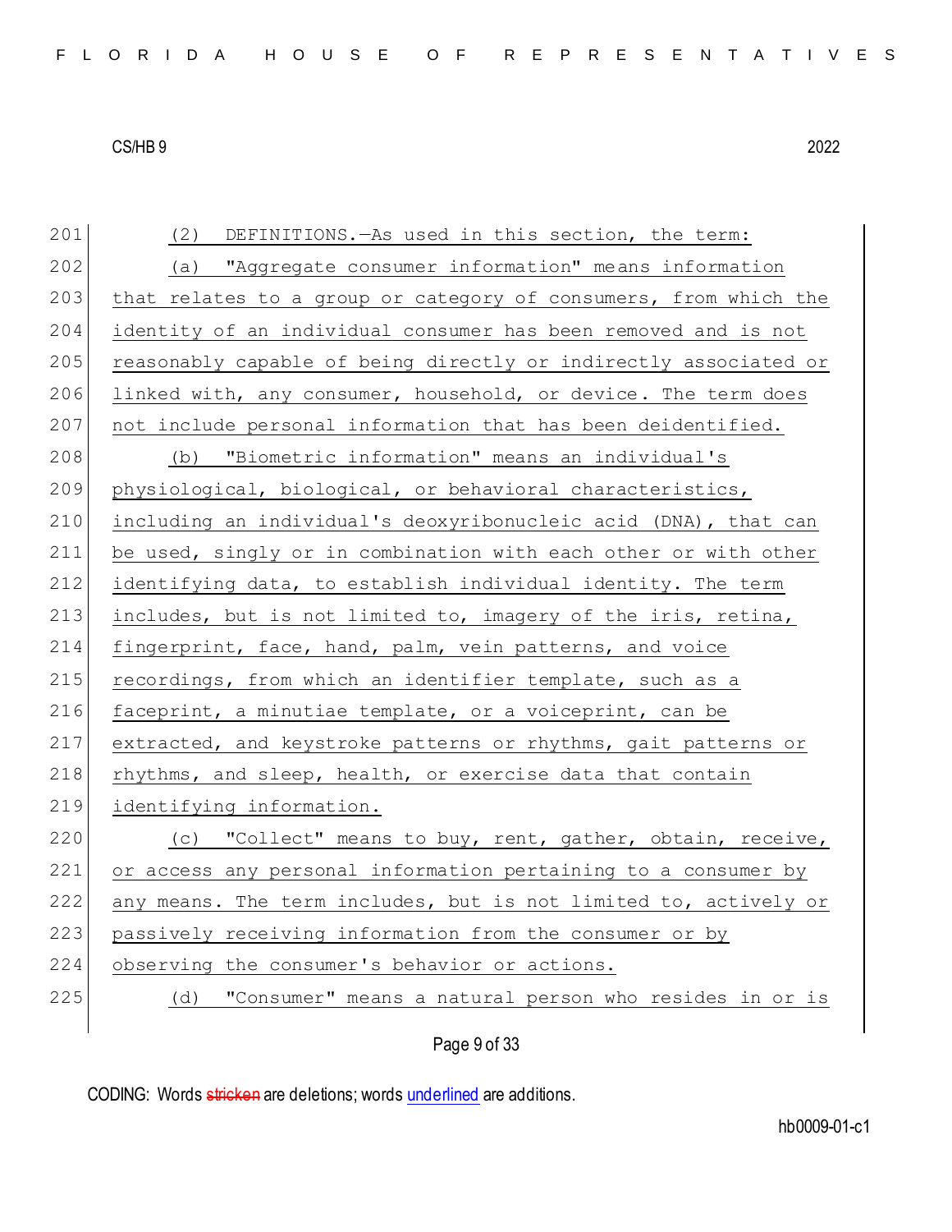(2) DEFINITIONS.—As used in this section, the term:

(a) "Aggregate consumer information" means information that relates to a group or category of consumers, from which the identity of an individual consumer has been removed and is not reasonably capable of being directly or indirectly associated or linked with, any consumer, household, or device. The term does not include personal information that has been deidentified.

(b) "Biometric information" means an individual's physiological, biological, or behavioral characteristics, including an individual's deoxyribonucleic acid (DNA), that can be used, singly or in combination with each other or with other identifying data, to establish individual identity. The term includes, but is not limited to, imagery of the iris, retina, fingerprint, face, hand, palm, vein patterns, and voice recordings, from which an identifier template, such as a faceprint, a minutiae template, or a voiceprint, can be extracted, and keystroke patterns or rhythms, gait patterns or rhythms, and sleep, health, or exercise data that contain identifying information.

(c) "Collect" means to buy, rent, gather, obtain, receive, or access any personal information pertaining to a consumer by any means. The term includes, but is not limited to, actively or passively receiving information from the consumer or by observing the consumer's behavior or actions.

(d) "Consumer" means a natural person who resides in or is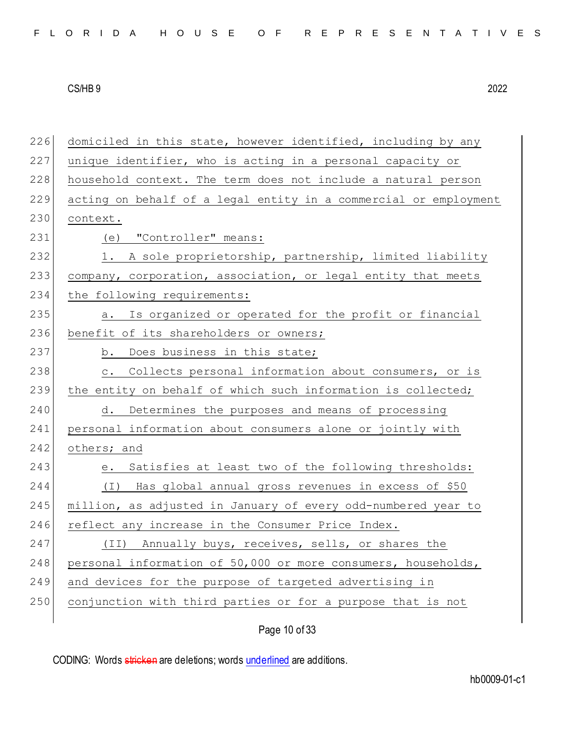domiciled in this state, however identified, including by any unique identifier, who is acting in a personal capacity or household context. The term does not include a natural person acting on behalf of a legal entity in a commercial or employment context.

(e) "Controller" means:

1. A sole proprietorship, partnership, limited liability company, corporation, association, or legal entity that meets the following requirements:

a. Is organized or operated for the profit or financial benefit of its shareholders or owners;

b. Does business in this state;

c. Collects personal information about consumers, or is the entity on behalf of which such information is collected;

d. Determines the purposes and means of processing personal information about consumers alone or jointly with others; and

e. Satisfies at least two of the following thresholds:

(I) Has global annual gross revenues in excess of $50 million, as adjusted in January of every odd-numbered year to reflect any increase in the Consumer Price Index.

(II) Annually buys, receives, sells, or shares the personal information of 50,000 or more consumers, households, and devices for the purpose of targeted advertising in conjunction with third parties or for a purpose that is not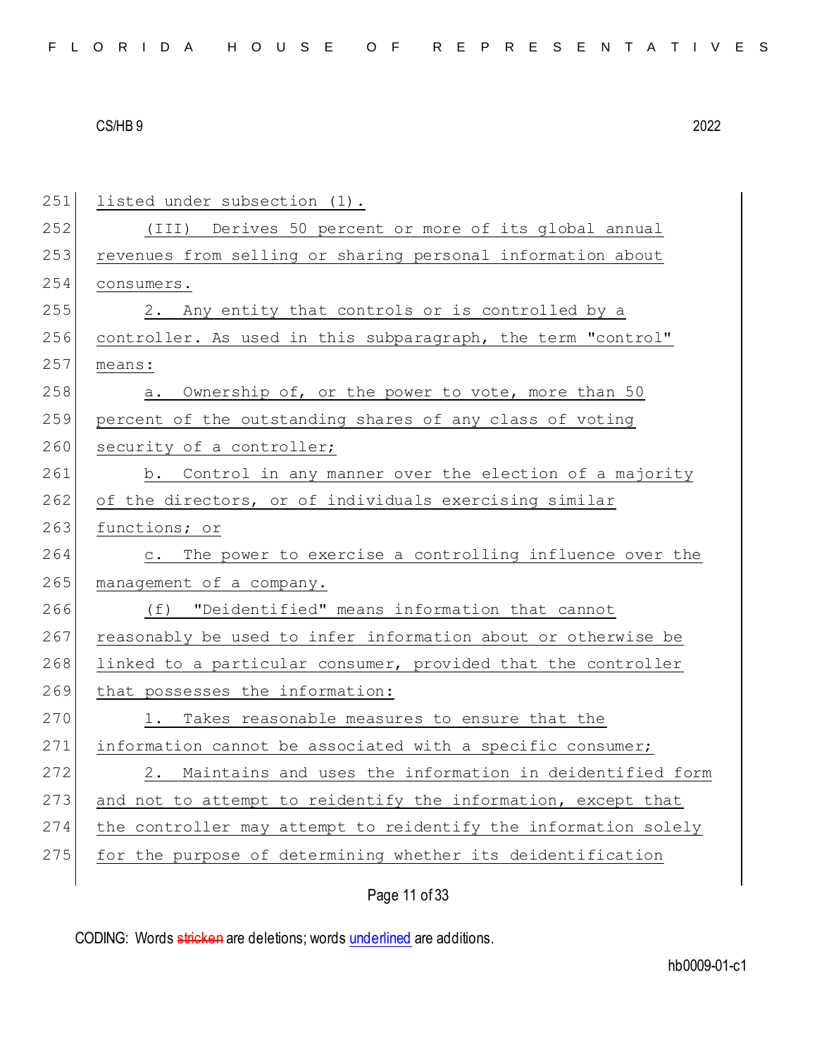listed under subsection (1).

(III) Derives 50 percent or more of its global annual revenues from selling or sharing personal information about consumers.

2. Any entity that controls or is controlled by a controller. As used in this subparagraph, the term "control" means:

a. Ownership of, or the power to vote, more than 50 percent of the outstanding shares of any class of voting security of a controller;

b. Control in any manner over the election of a majority of the directors, or of individuals exercising similar functions; or

c. The power to exercise a controlling influence over the management of a company.

(f) "Deidentified" means information that cannot reasonably be used to infer information about or otherwise be linked to a particular consumer, provided that the controller that possesses the information:

1. Takes reasonable measures to ensure that the information cannot be associated with a specific consumer;

2. Maintains and uses the information in deidentified form and not to attempt to reidentify the information, except that the controller may attempt to reidentify the information solely for the purpose of determining whether its deidentification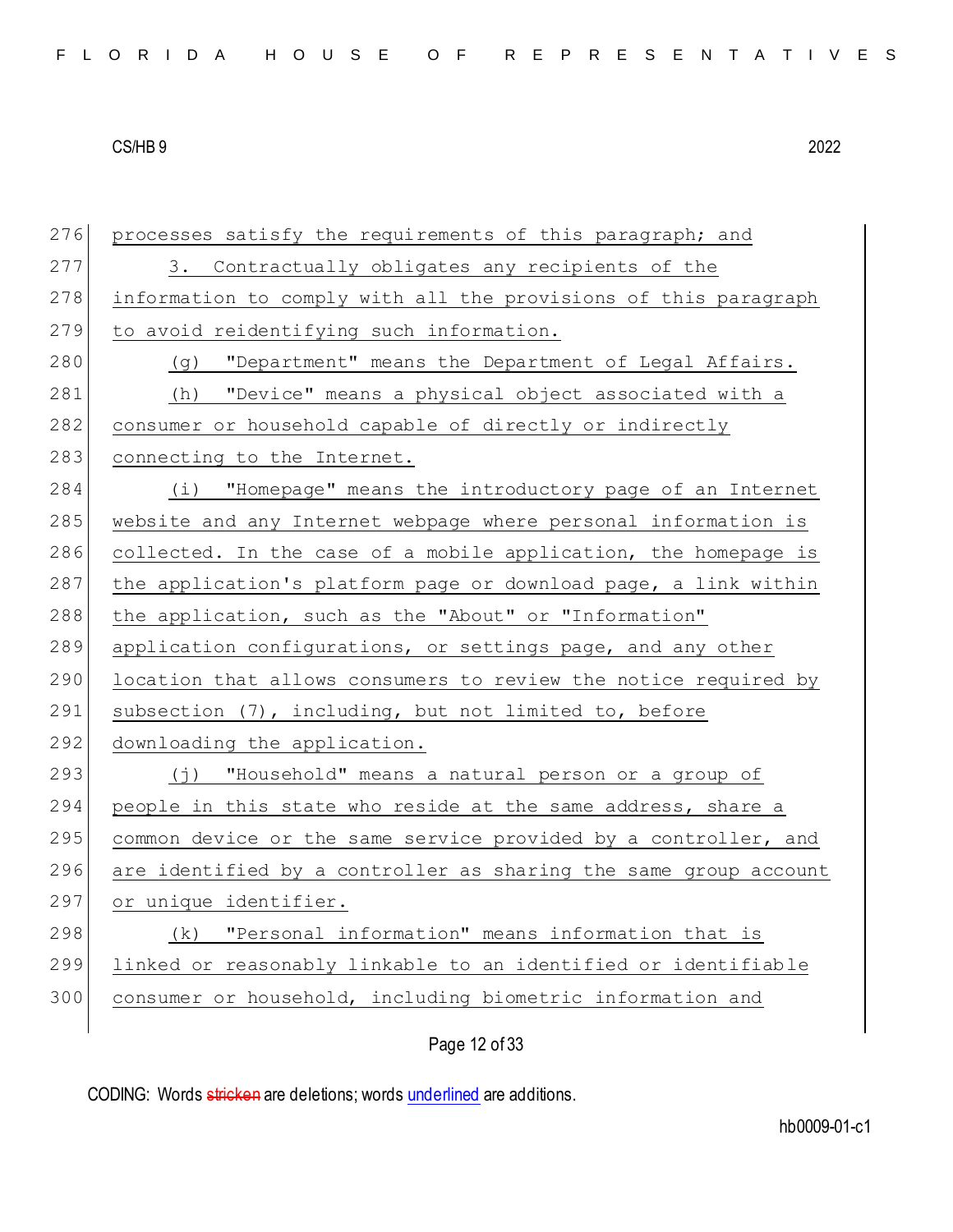processes satisfy the requirements of this paragraph; and

3. Contractually obligates any recipients of the information to comply with all the provisions of this paragraph to avoid reidentifying such information.

(g) "Department" means the Department of Legal Affairs.

(h) "Device" means a physical object associated with a consumer or household capable of directly or indirectly connecting to the Internet.

(i) "Homepage" means the introductory page of an Internet website and any Internet webpage where personal information is collected. In the case of a mobile application, the homepage is the application's platform page or download page, a link within the application, such as the "About" or "Information" application configurations, or settings page, and any other location that allows consumers to review the notice required by subsection (7), including, but not limited to, before downloading the application.

(j) "Household" means a natural person or a group of people in this state who reside at the same address, share a common device or the same service provided by a controller, and are identified by a controller as sharing the same group account or unique identifier.

(k) "Personal information" means information that is linked or reasonably linkable to an identified or identifiable consumer or household, including biometric information and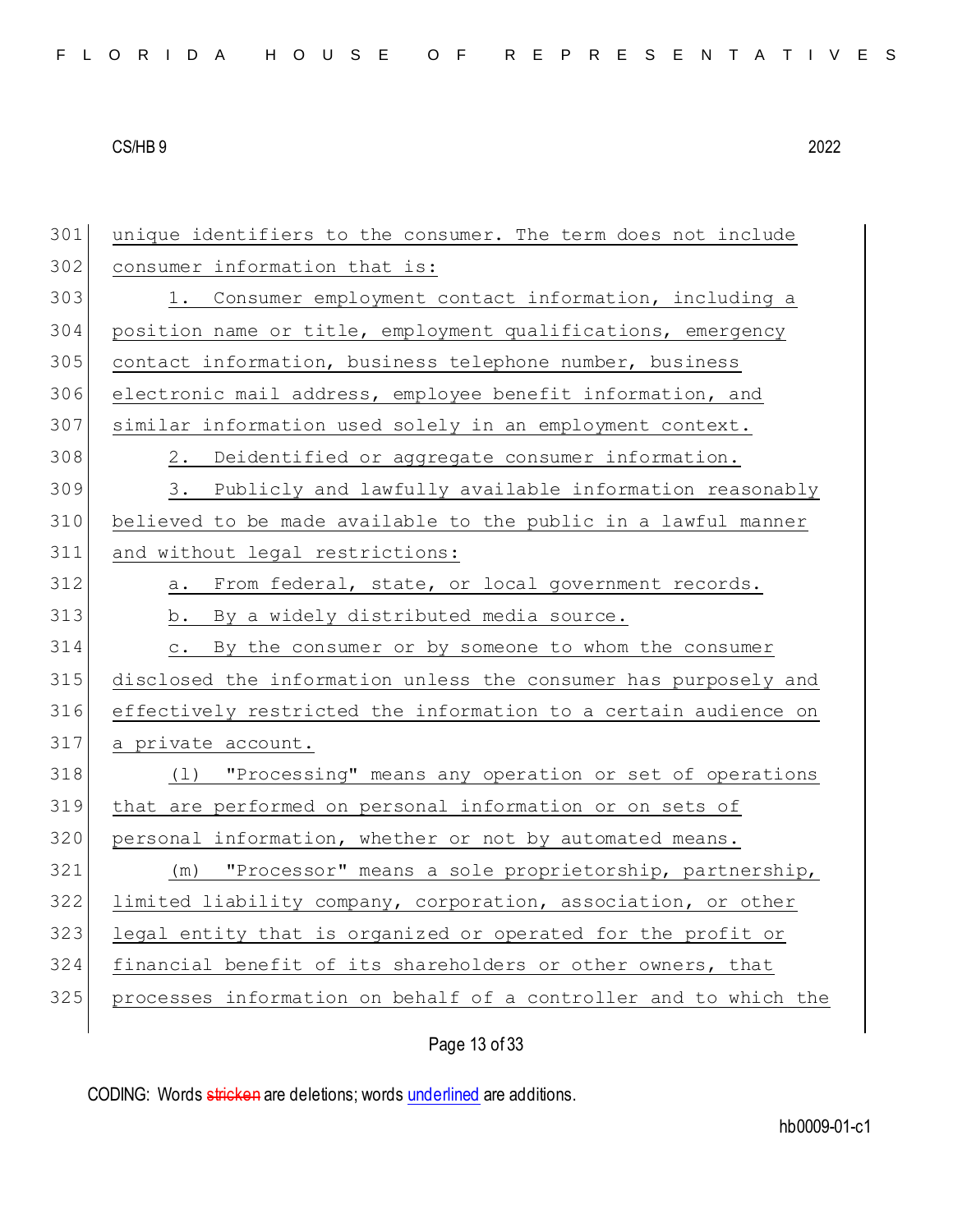unique identifiers to the consumer. The term does not include consumer information that is:

1. Consumer employment contact information, including a position name or title, employment qualifications, emergency contact information, business telephone number, business electronic mail address, employee benefit information, and similar information used solely in an employment context.

2. Deidentified or aggregate consumer information.

3. Publicly and lawfully available information reasonably believed to be made available to the public in a lawful manner and without legal restrictions:

a. From federal, state, or local government records.

b. By a widely distributed media source.

c. By the consumer or by someone to whom the consumer disclosed the information unless the consumer has purposely and effectively restricted the information to a certain audience on a private account.

(l) "Processing" means any operation or set of operations that are performed on personal information or on sets of personal information, whether or not by automated means.

(m) "Processor" means a sole proprietorship, partnership, limited liability company, corporation, association, or other legal entity that is organized or operated for the profit or financial benefit of its shareholders or other owners, that processes information on behalf of a controller and to which the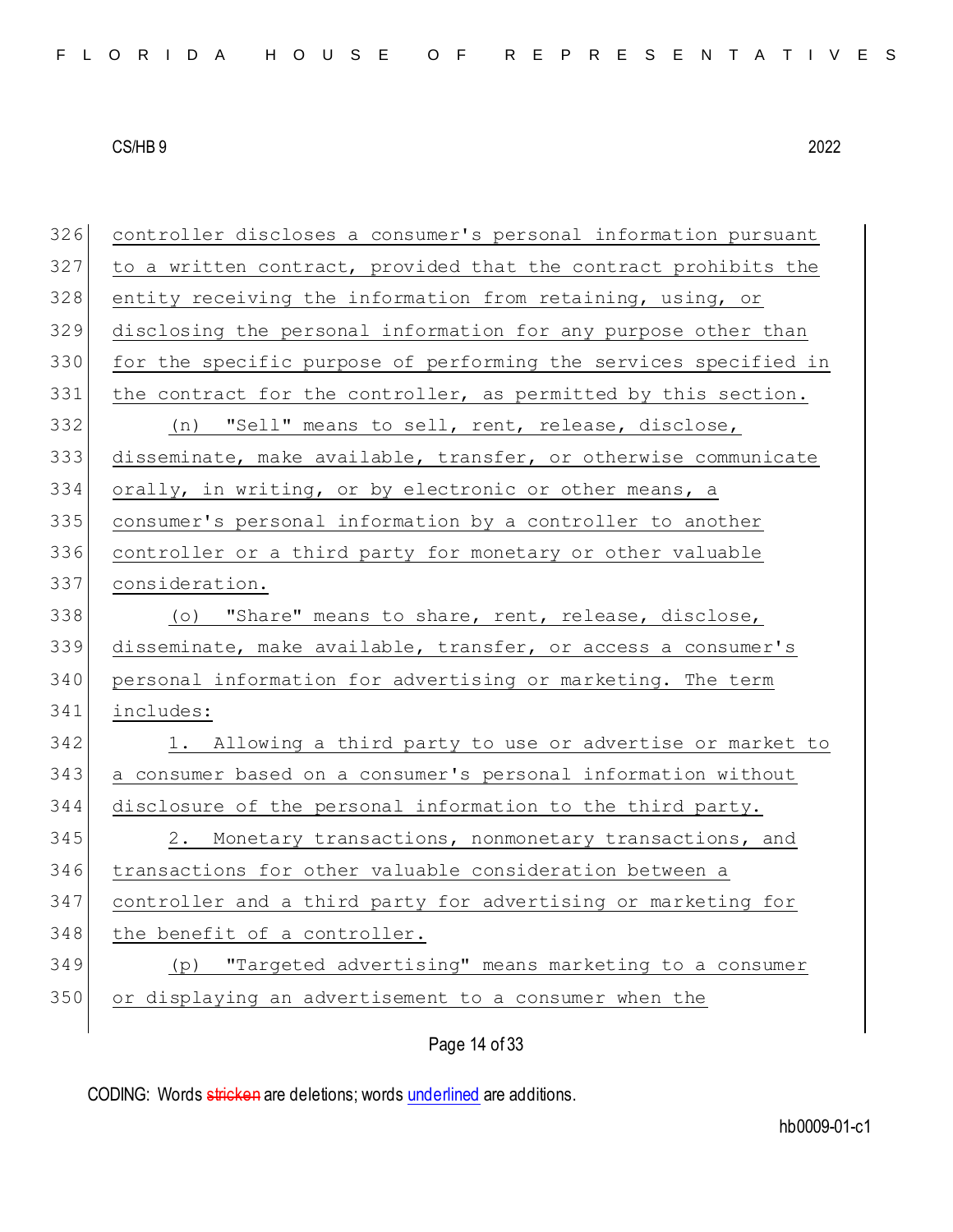controller discloses a consumer's personal information pursuant to a written contract, provided that the contract prohibits the entity receiving the information from retaining, using, or disclosing the personal information for any purpose other than for the specific purpose of performing the services specified in the contract for the controller, as permitted by this section.

(n) "Sell" means to sell, rent, release, disclose, disseminate, make available, transfer, or otherwise communicate orally, in writing, or by electronic or other means, a consumer's personal information by a controller to another controller or a third party for monetary or other valuable consideration.

(o) "Share" means to share, rent, release, disclose, disseminate, make available, transfer, or access a consumer's personal information for advertising or marketing. The term includes:

1. Allowing a third party to use or advertise or market to a consumer based on a consumer's personal information without disclosure of the personal information to the third party.

2. Monetary transactions, nonmonetary transactions, and transactions for other valuable consideration between a controller and a third party for advertising or marketing for the benefit of a controller.

(p) "Targeted advertising" means marketing to a consumer or displaying an advertisement to a consumer when the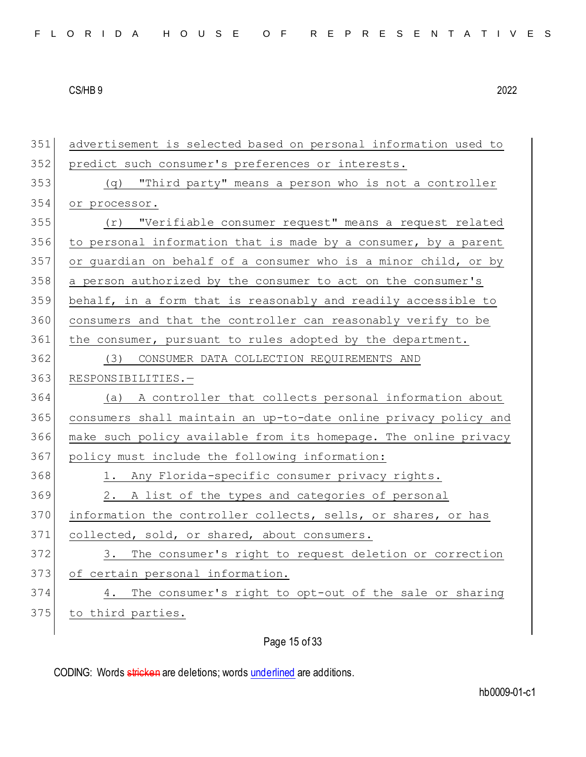advertisement is selected based on personal information used to predict such consumer's preferences or interests.

(q) "Third party" means a person who is not a controller or processor.

(r) "Verifiable consumer request" means a request related to personal information that is made by a consumer, by a parent or guardian on behalf of a consumer who is a minor child, or by a person authorized by the consumer to act on the consumer's behalf, in a form that is reasonably and readily accessible to consumers and that the controller can reasonably verify to be the consumer, pursuant to rules adopted by the department.

(3) CONSUMER DATA COLLECTION REQUIREMENTS AND RESPONSIBILITIES.—

(a) A controller that collects personal information about consumers shall maintain an up-to-date online privacy policy and make such policy available from its homepage. The online privacy policy must include the following information:

1. Any Florida-specific consumer privacy rights.

2. A list of the types and categories of personal information the controller collects, sells, or shares, or has collected, sold, or shared, about consumers.

3. The consumer's right to request deletion or correction of certain personal information.

4. The consumer's right to opt-out of the sale or sharing to third parties.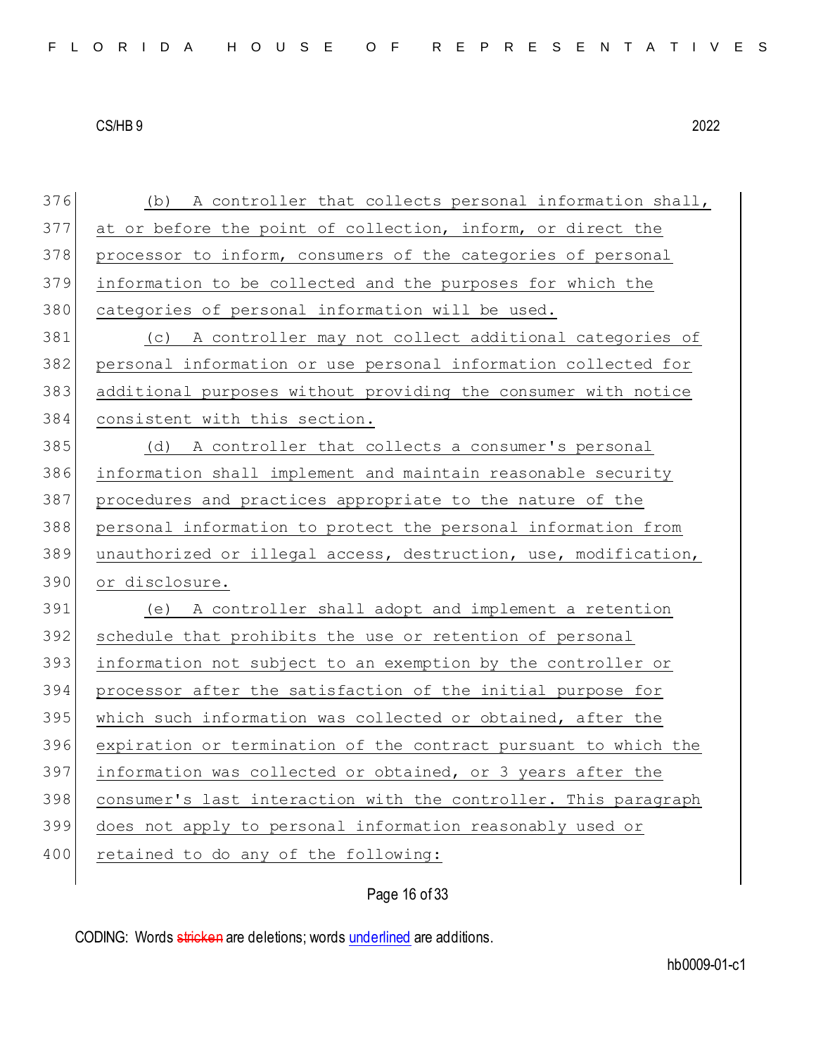(b) A controller that collects personal information shall, at or before the point of collection, inform, or direct the processor to inform, consumers of the categories of personal information to be collected and the purposes for which the categories of personal information will be used.

(c) A controller may not collect additional categories of personal information or use personal information collected for additional purposes without providing the consumer with notice consistent with this section.

(d) A controller that collects a consumer's personal information shall implement and maintain reasonable security procedures and practices appropriate to the nature of the personal information to protect the personal information from unauthorized or illegal access, destruction, use, modification, or disclosure.

(e) A controller shall adopt and implement a retention schedule that prohibits the use or retention of personal information not subject to an exemption by the controller or processor after the satisfaction of the initial purpose for which such information was collected or obtained, after the expiration or termination of the contract pursuant to which the information was collected or obtained, or 3 years after the consumer's last interaction with the controller. This paragraph does not apply to personal information reasonably used or retained to do any of the following: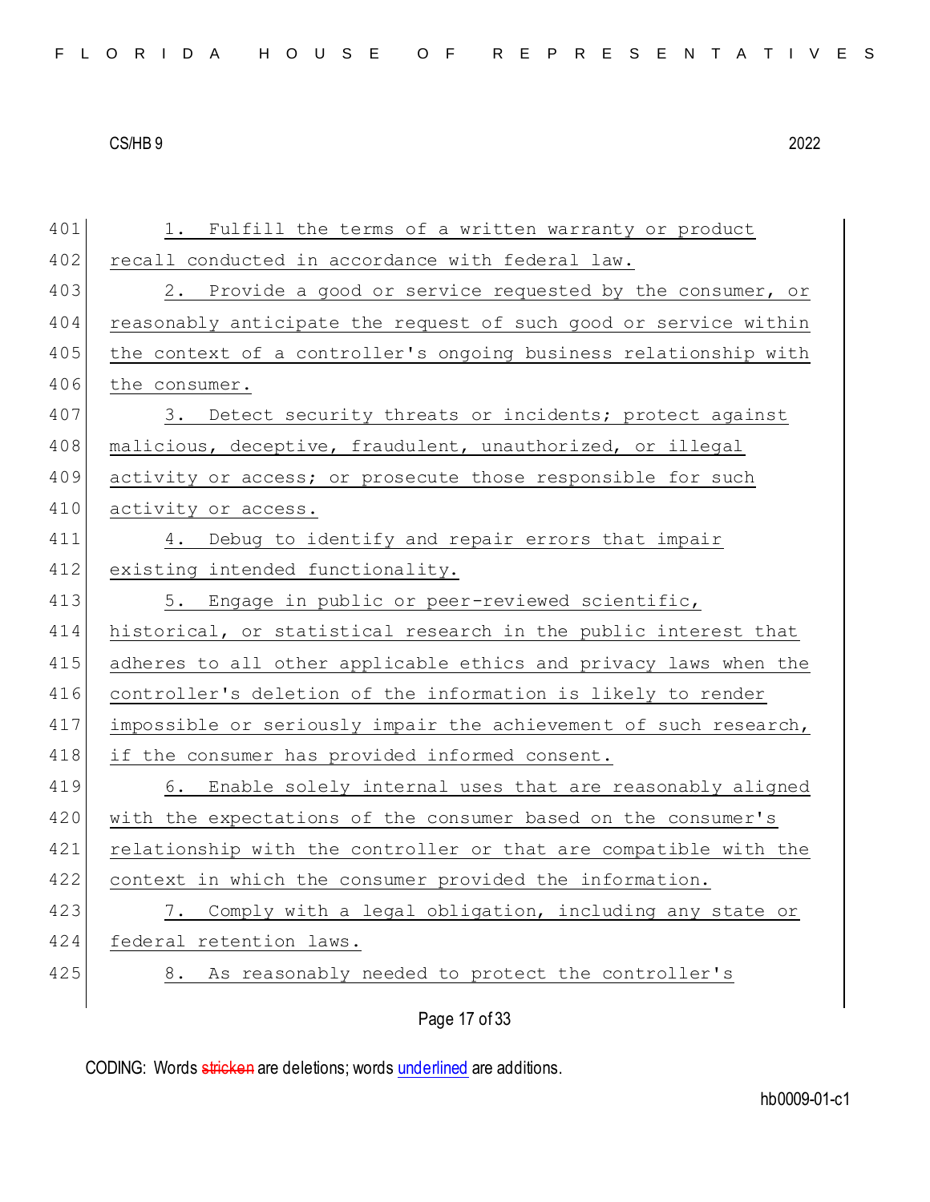1. Fulfill the terms of a written warranty or product recall conducted in accordance with federal law.

2. Provide a good or service requested by the consumer, or reasonably anticipate the request of such good or service within the context of a controller's ongoing business relationship with the consumer.

3. Detect security threats or incidents; protect against malicious, deceptive, fraudulent, unauthorized, or illegal activity or access; or prosecute those responsible for such activity or access.

4. Debug to identify and repair errors that impair existing intended functionality.

5. Engage in public or peer-reviewed scientific, historical, or statistical research in the public interest that adheres to all other applicable ethics and privacy laws when the controller's deletion of the information is likely to render impossible or seriously impair the achievement of such research, if the consumer has provided informed consent.

6. Enable solely internal uses that are reasonably aligned with the expectations of the consumer based on the consumer's relationship with the controller or that are compatible with the context in which the consumer provided the information.

7. Comply with a legal obligation, including any state or federal retention laws.

8. As reasonably needed to protect the controller's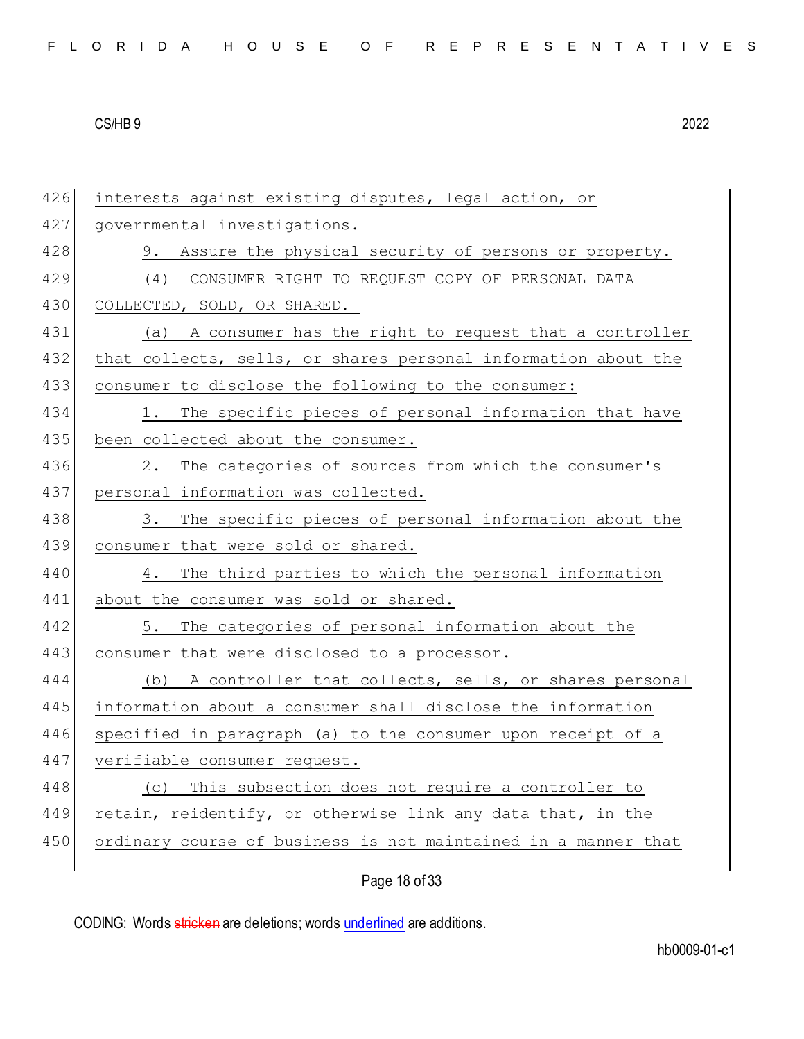interests against existing disputes, legal action, or governmental investigations.

9. Assure the physical security of persons or property.

(4) CONSUMER RIGHT TO REQUEST COPY OF PERSONAL DATA COLLECTED, SOLD, OR SHARED.—

(a) A consumer has the right to request that a controller that collects, sells, or shares personal information about the consumer to disclose the following to the consumer:

1. The specific pieces of personal information that have been collected about the consumer.

2. The categories of sources from which the consumer's personal information was collected.

3. The specific pieces of personal information about the consumer that were sold or shared.

4. The third parties to which the personal information about the consumer was sold or shared.

5. The categories of personal information about the consumer that were disclosed to a processor.

(b) A controller that collects, sells, or shares personal information about a consumer shall disclose the information specified in paragraph (a) to the consumer upon receipt of a verifiable consumer request.

(c) This subsection does not require a controller to retain, reidentify, or otherwise link any data that, in the ordinary course of business is not maintained in a manner that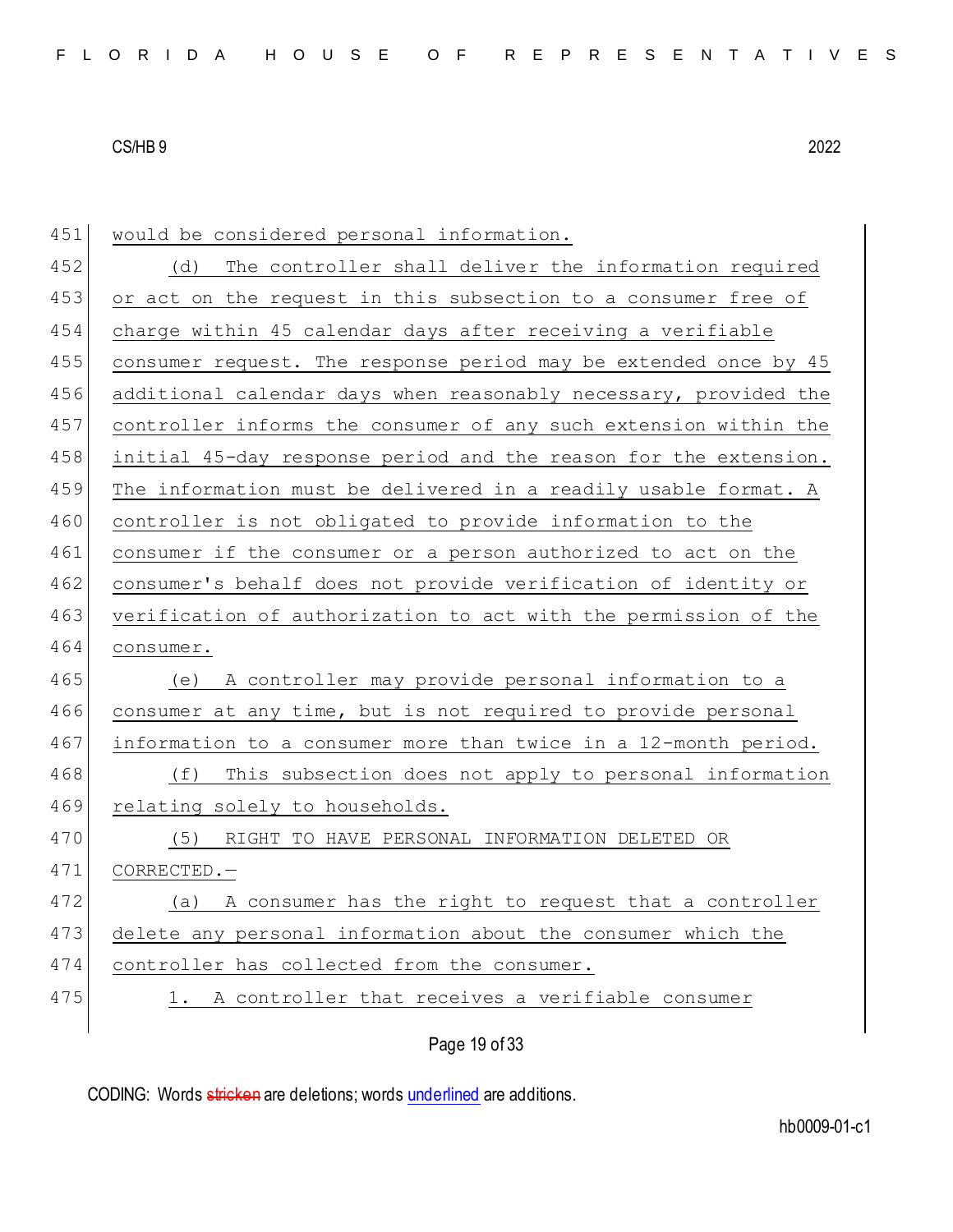would be considered personal information.

(d) The controller shall deliver the information required or act on the request in this subsection to a consumer free of charge within 45 calendar days after receiving a verifiable consumer request. The response period may be extended once by 45 additional calendar days when reasonably necessary, provided the controller informs the consumer of any such extension within the initial 45-day response period and the reason for the extension. The information must be delivered in a readily usable format. A controller is not obligated to provide information to the consumer if the consumer or a person authorized to act on the consumer's behalf does not provide verification of identity or verification of authorization to act with the permission of the consumer.

(e) A controller may provide personal information to a consumer at any time, but is not required to provide personal information to a consumer more than twice in a 12-month period.

(f) This subsection does not apply to personal information relating solely to households.

(5) RIGHT TO HAVE PERSONAL INFORMATION DELETED OR CORRECTED.—

(a) A consumer has the right to request that a controller delete any personal information about the consumer which the controller has collected from the consumer.

1. A controller that receives a verifiable consumer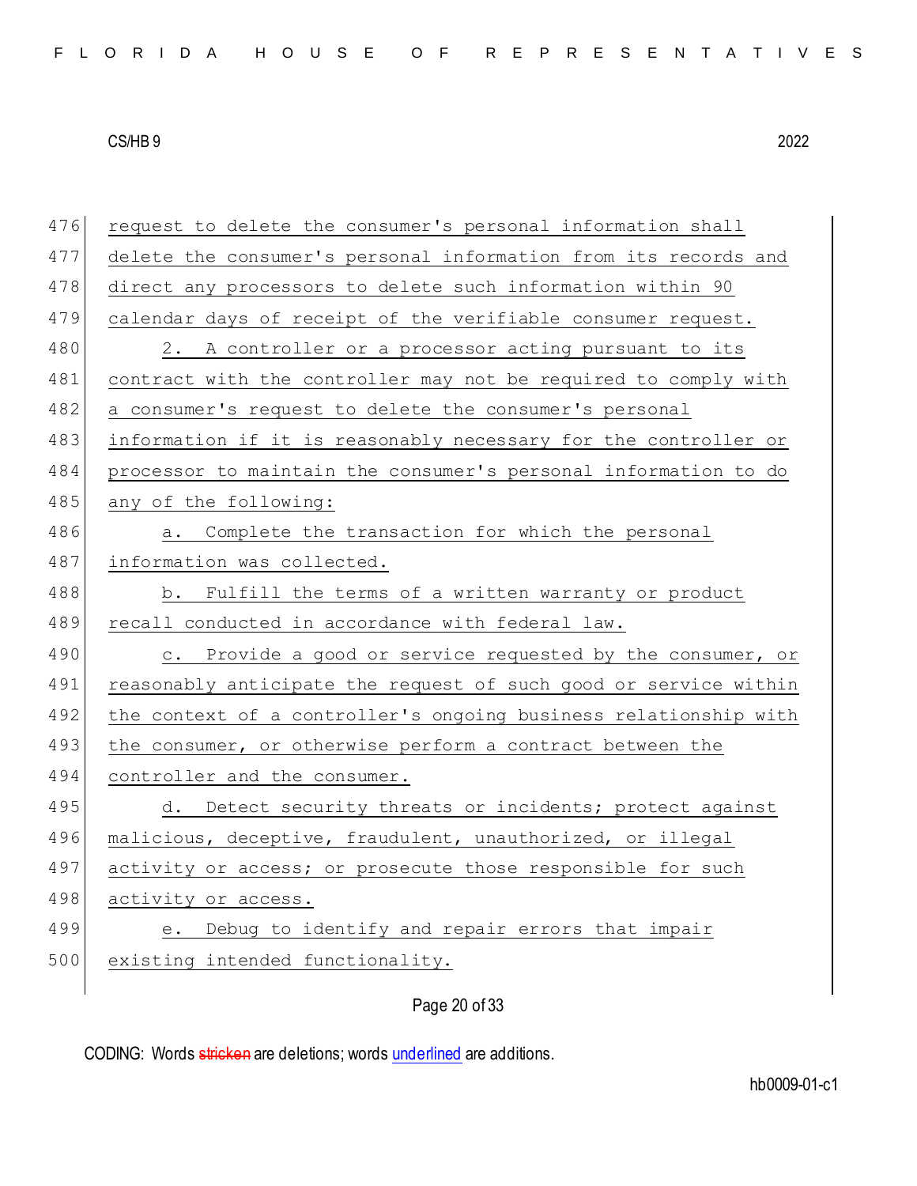request to delete the consumer's personal information shall delete the consumer's personal information from its records and direct any processors to delete such information within 90 calendar days of receipt of the verifiable consumer request.

2. A controller or a processor acting pursuant to its contract with the controller may not be required to comply with a consumer's request to delete the consumer's personal information if it is reasonably necessary for the controller or processor to maintain the consumer's personal information to do any of the following:

a. Complete the transaction for which the personal information was collected.

b. Fulfill the terms of a written warranty or product recall conducted in accordance with federal law.

c. Provide a good or service requested by the consumer, or reasonably anticipate the request of such good or service within the context of a controller's ongoing business relationship with the consumer, or otherwise perform a contract between the controller and the consumer.

d. Detect security threats or incidents; protect against malicious, deceptive, fraudulent, unauthorized, or illegal activity or access; or prosecute those responsible for such activity or access.

e. Debug to identify and repair errors that impair existing intended functionality.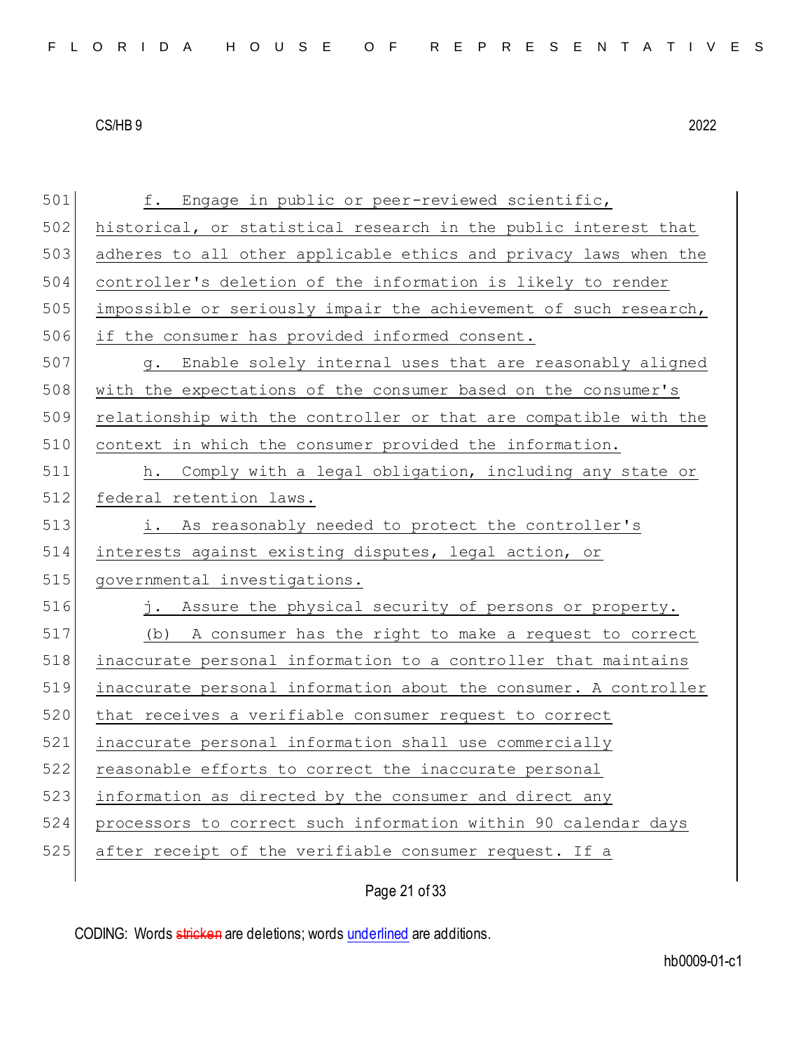f. Engage in public or peer-reviewed scientific, historical, or statistical research in the public interest that adheres to all other applicable ethics and privacy laws when the controller's deletion of the information is likely to render impossible or seriously impair the achievement of such research, if the consumer has provided informed consent.

g. Enable solely internal uses that are reasonably aligned with the expectations of the consumer based on the consumer's relationship with the controller or that are compatible with the context in which the consumer provided the information.

h. Comply with a legal obligation, including any state or federal retention laws.

i. As reasonably needed to protect the controller's interests against existing disputes, legal action, or governmental investigations.

j. Assure the physical security of persons or property.

(b) A consumer has the right to make a request to correct inaccurate personal information to a controller that maintains inaccurate personal information about the consumer. A controller that receives a verifiable consumer request to correct inaccurate personal information shall use commercially reasonable efforts to correct the inaccurate personal information as directed by the consumer and direct any processors to correct such information within 90 calendar days after receipt of the verifiable consumer request. If a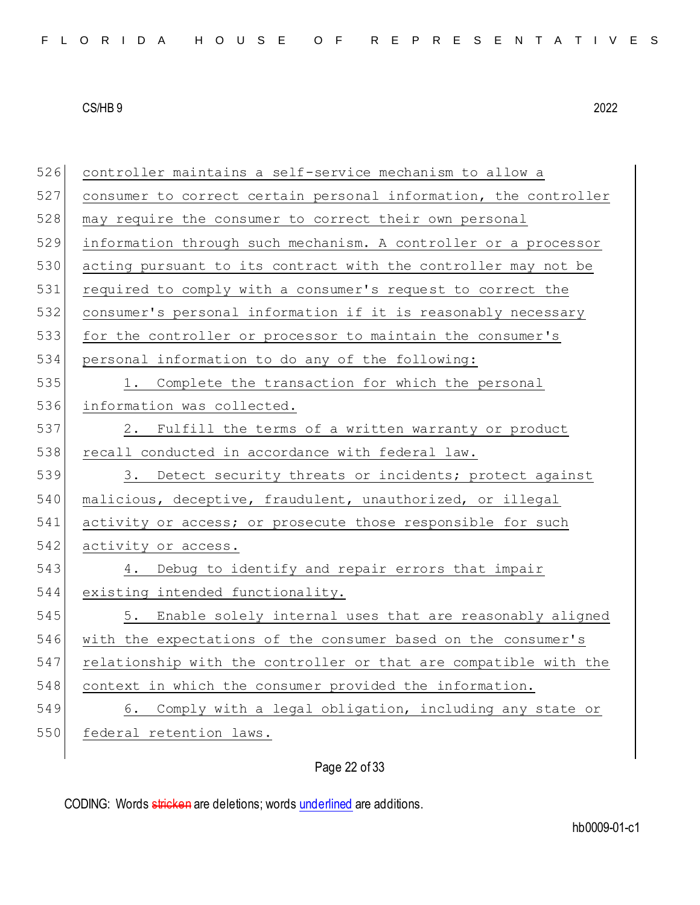controller maintains a self-service mechanism to allow a consumer to correct certain personal information, the controller may require the consumer to correct their own personal information through such mechanism. A controller or a processor acting pursuant to its contract with the controller may not be required to comply with a consumer's request to correct the consumer's personal information if it is reasonably necessary for the controller or processor to maintain the consumer's personal information to do any of the following:

1. Complete the transaction for which the personal information was collected.

2. Fulfill the terms of a written warranty or product recall conducted in accordance with federal law.

3. Detect security threats or incidents; protect against malicious, deceptive, fraudulent, unauthorized, or illegal activity or access; or prosecute those responsible for such activity or access.

4. Debug to identify and repair errors that impair existing intended functionality.

5. Enable solely internal uses that are reasonably aligned with the expectations of the consumer based on the consumer's relationship with the controller or that are compatible with the context in which the consumer provided the information.

6. Comply with a legal obligation, including any state or federal retention laws.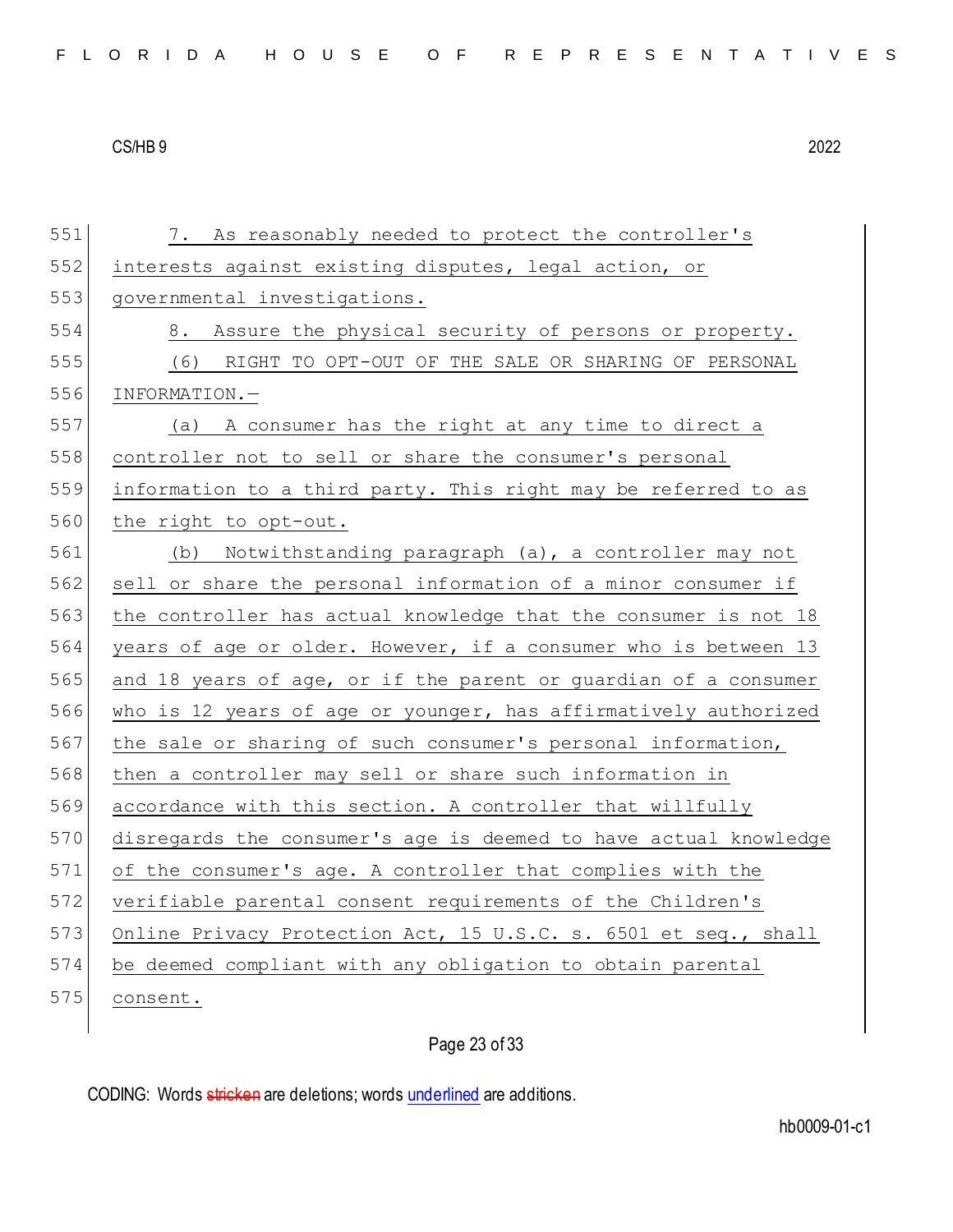7. As reasonably needed to protect the controller's interests against existing disputes, legal action, or governmental investigations.

8. Assure the physical security of persons or property.

(6) RIGHT TO OPT-OUT OF THE SALE OR SHARING OF PERSONAL INFORMATION.—

(a) A consumer has the right at any time to direct a controller not to sell or share the consumer's personal information to a third party. This right may be referred to as the right to opt-out.

(b) Notwithstanding paragraph (a), a controller may not sell or share the personal information of a minor consumer if the controller has actual knowledge that the consumer is not 18 years of age or older. However, if a consumer who is between 13 and 18 years of age, or if the parent or guardian of a consumer who is 12 years of age or younger, has affirmatively authorized the sale or sharing of such consumer's personal information, then a controller may sell or share such information in accordance with this section. A controller that willfully disregards the consumer's age is deemed to have actual knowledge of the consumer's age. A controller that complies with the verifiable parental consent requirements of the Children's Online Privacy Protection Act, 15 U.S.C. s. 6501 et seq., shall be deemed compliant with any obligation to obtain parental consent.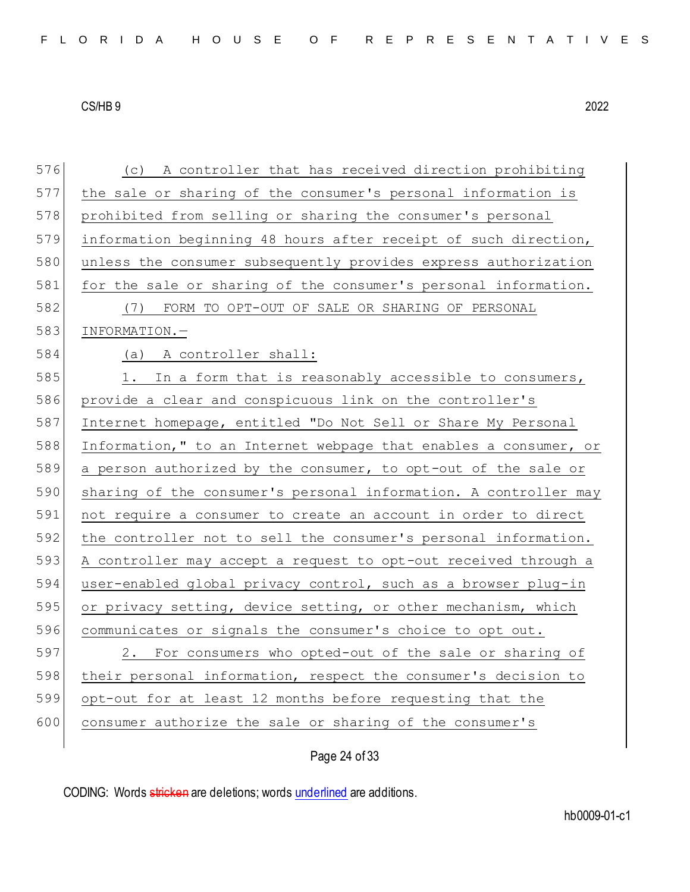(c) A controller that has received direction prohibiting the sale or sharing of the consumer's personal information is prohibited from selling or sharing the consumer's personal information beginning 48 hours after receipt of such direction, unless the consumer subsequently provides express authorization for the sale or sharing of the consumer's personal information.

(7) FORM TO OPT-OUT OF SALE OR SHARING OF PERSONAL INFORMATION.—

(a) A controller shall:

1. In a form that is reasonably accessible to consumers, provide a clear and conspicuous link on the controller's Internet homepage, entitled "Do Not Sell or Share My Personal Information," to an Internet webpage that enables a consumer, or a person authorized by the consumer, to opt-out of the sale or sharing of the consumer's personal information. A controller may not require a consumer to create an account in order to direct the controller not to sell the consumer's personal information. A controller may accept a request to opt-out received through a user-enabled global privacy control, such as a browser plug-in or privacy setting, device setting, or other mechanism, which communicates or signals the consumer's choice to opt out.

2. For consumers who opted-out of the sale or sharing of their personal information, respect the consumer's decision to opt-out for at least 12 months before requesting that the consumer authorize the sale or sharing of the consumer's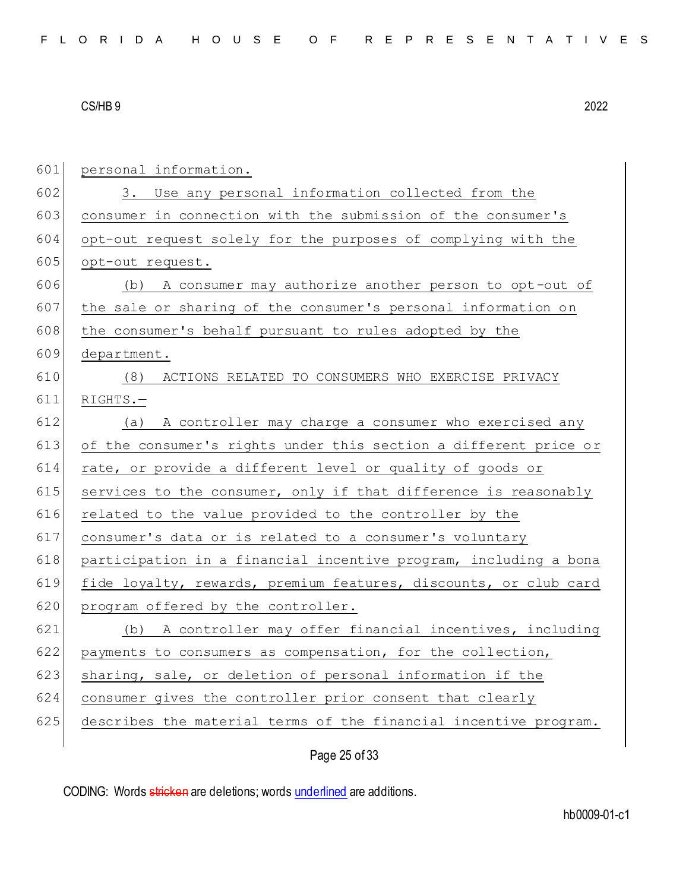personal information.

3. Use any personal information collected from the consumer in connection with the submission of the consumer's opt-out request solely for the purposes of complying with the opt-out request.

(b) A consumer may authorize another person to opt-out of the sale or sharing of the consumer's personal information on the consumer's behalf pursuant to rules adopted by the department.

(8) ACTIONS RELATED TO CONSUMERS WHO EXERCISE PRIVACY RIGHTS.—

(a) A controller may charge a consumer who exercised any of the consumer's rights under this section a different price or rate, or provide a different level or quality of goods or services to the consumer, only if that difference is reasonably related to the value provided to the controller by the consumer's data or is related to a consumer's voluntary participation in a financial incentive program, including a bona fide loyalty, rewards, premium features, discounts, or club card program offered by the controller.

(b) A controller may offer financial incentives, including payments to consumers as compensation, for the collection, sharing, sale, or deletion of personal information if the consumer gives the controller prior consent that clearly describes the material terms of the financial incentive program.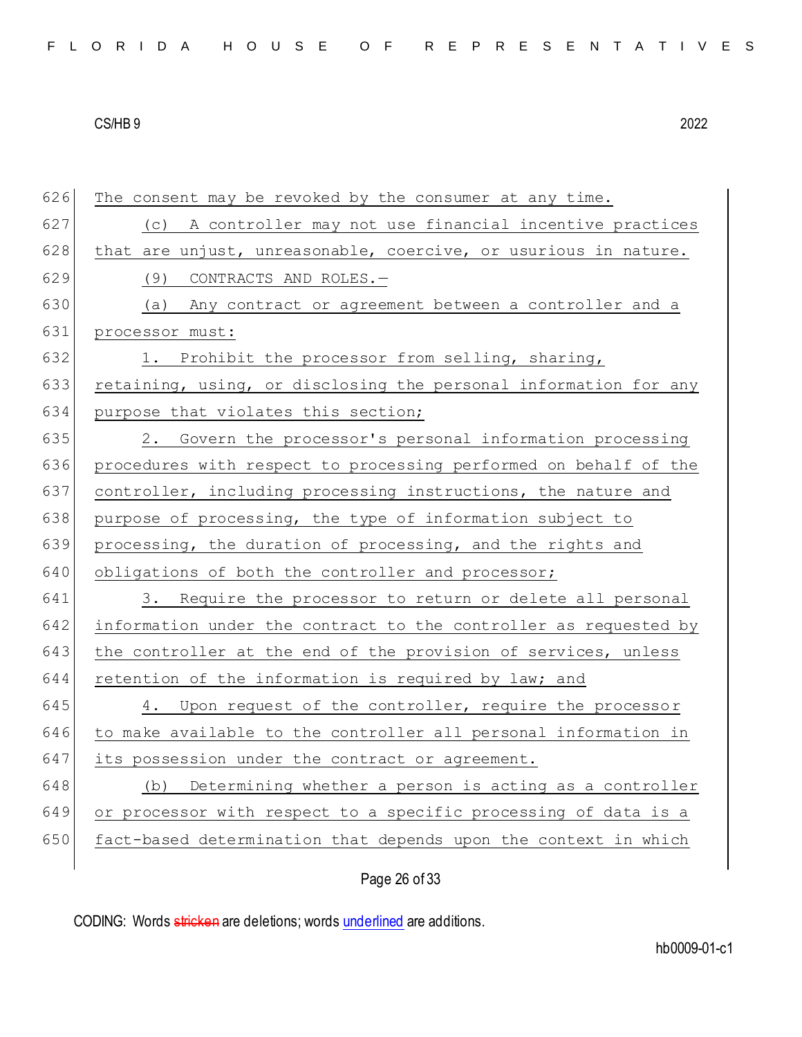The consent may be revoked by the consumer at any time.

(c) A controller may not use financial incentive practices that are unjust, unreasonable, coercive, or usurious in nature.

(9) CONTRACTS AND ROLES.—

(a) Any contract or agreement between a controller and a processor must:

1. Prohibit the processor from selling, sharing, retaining, using, or disclosing the personal information for any purpose that violates this section;

2. Govern the processor's personal information processing procedures with respect to processing performed on behalf of the controller, including processing instructions, the nature and purpose of processing, the type of information subject to processing, the duration of processing, and the rights and obligations of both the controller and processor;

3. Require the processor to return or delete all personal information under the contract to the controller as requested by the controller at the end of the provision of services, unless retention of the information is required by law; and

4. Upon request of the controller, require the processor to make available to the controller all personal information in its possession under the contract or agreement.

(b) Determining whether a person is acting as a controller or processor with respect to a specific processing of data is a fact-based determination that depends upon the context in which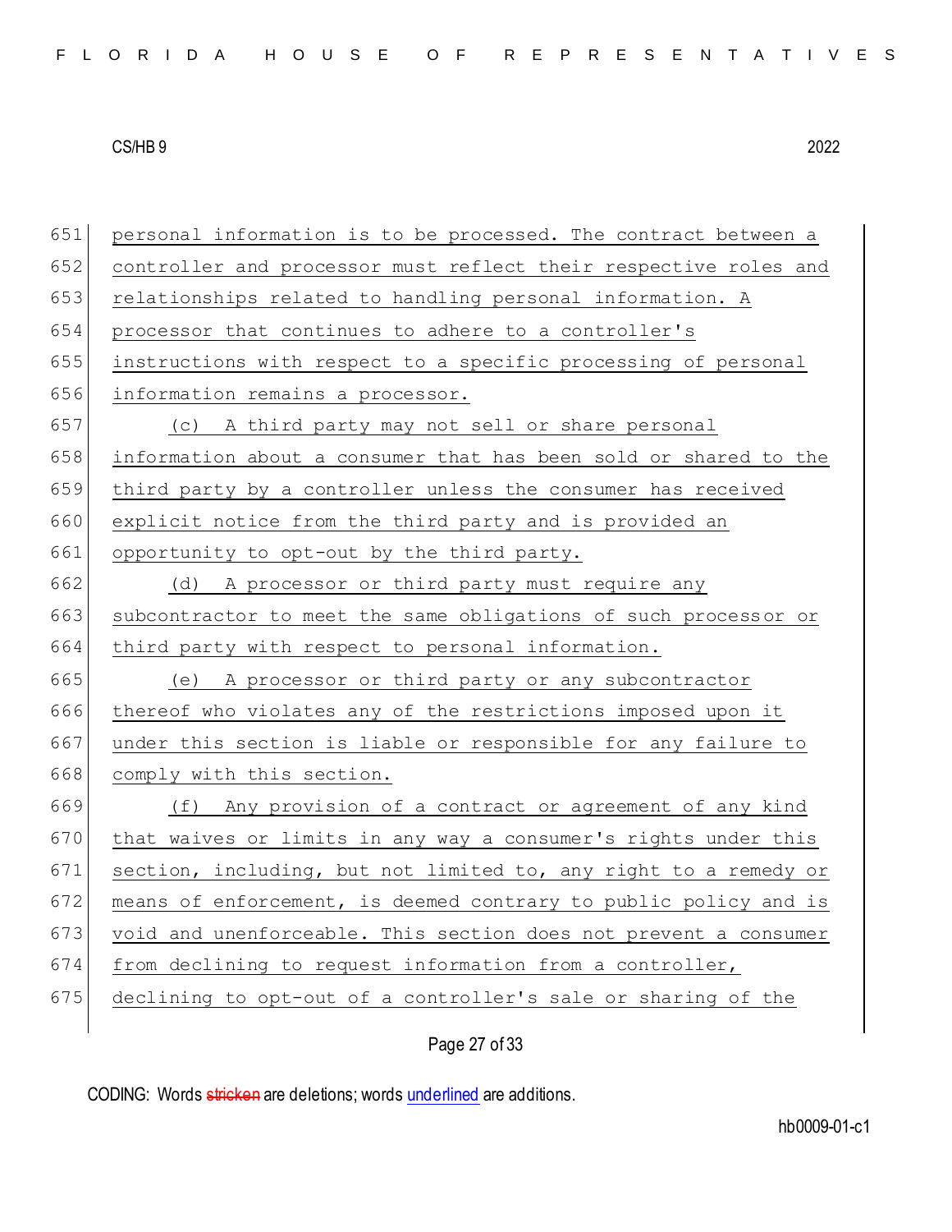personal information is to be processed. The contract between a controller and processor must reflect their respective roles and relationships related to handling personal information. A processor that continues to adhere to a controller's instructions with respect to a specific processing of personal information remains a processor.

(c) A third party may not sell or share personal information about a consumer that has been sold or shared to the third party by a controller unless the consumer has received explicit notice from the third party and is provided an opportunity to opt-out by the third party.

(d) A processor or third party must require any subcontractor to meet the same obligations of such processor or third party with respect to personal information.

(e) A processor or third party or any subcontractor thereof who violates any of the restrictions imposed upon it under this section is liable or responsible for any failure to comply with this section.

(f) Any provision of a contract or agreement of any kind that waives or limits in any way a consumer's rights under this section, including, but not limited to, any right to a remedy or means of enforcement, is deemed contrary to public policy and is void and unenforceable. This section does not prevent a consumer from declining to request information from a controller, declining to opt-out of a controller's sale or sharing of the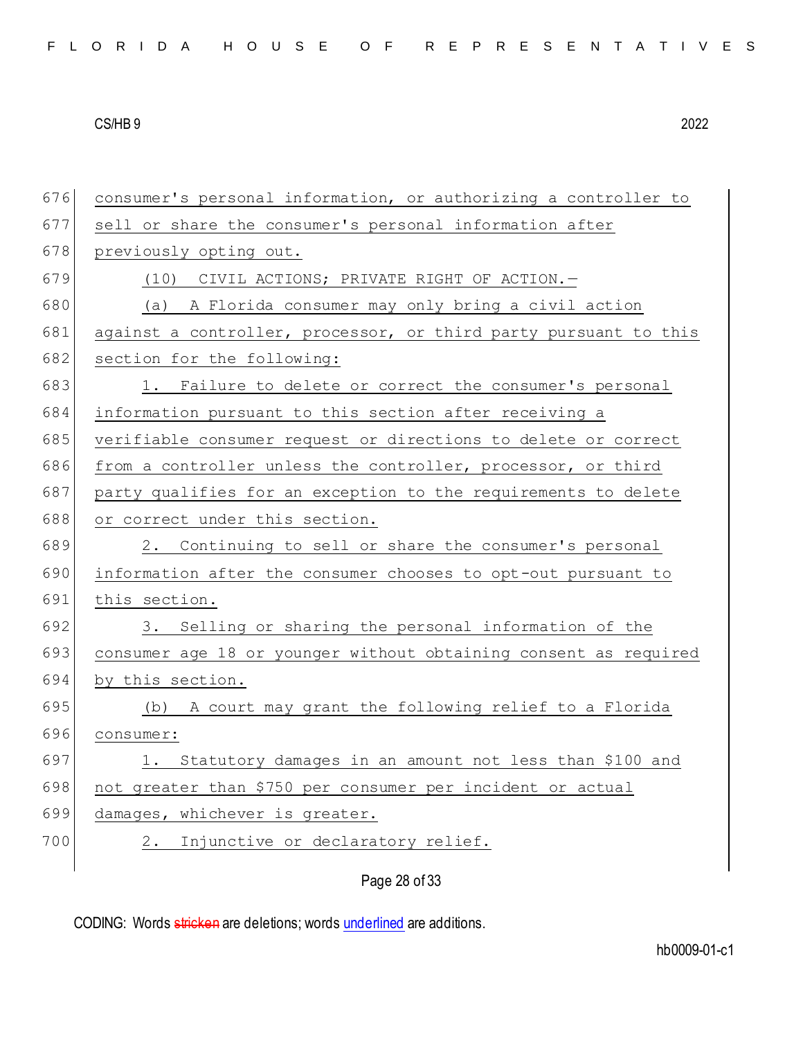consumer's personal information, or authorizing a controller to sell or share the consumer's personal information after previously opting out.

(10) CIVIL ACTIONS; PRIVATE RIGHT OF ACTION.—

(a) A Florida consumer may only bring a civil action against a controller, processor, or third party pursuant to this section for the following:

1. Failure to delete or correct the consumer's personal information pursuant to this section after receiving a verifiable consumer request or directions to delete or correct from a controller unless the controller, processor, or third party qualifies for an exception to the requirements to delete or correct under this section.

2. Continuing to sell or share the consumer's personal information after the consumer chooses to opt-out pursuant to this section.

3. Selling or sharing the personal information of the consumer age 18 or younger without obtaining consent as required by this section.

(b) A court may grant the following relief to a Florida consumer:

1. Statutory damages in an amount not less than $100 and not greater than $750 per consumer per incident or actual damages, whichever is greater.

2. Injunctive or declaratory relief.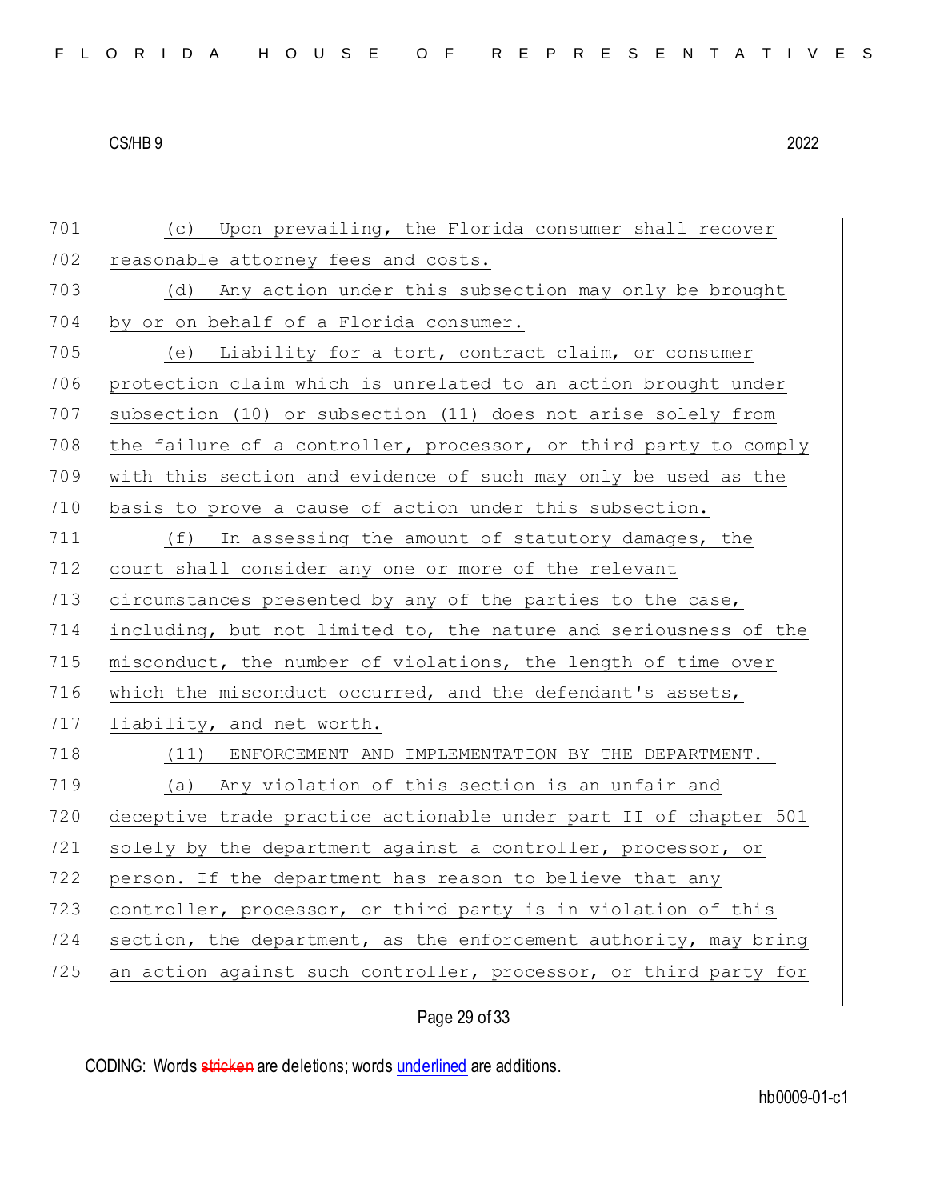(c) Upon prevailing, the Florida consumer shall recover reasonable attorney fees and costs.

(d) Any action under this subsection may only be brought by or on behalf of a Florida consumer.

(e) Liability for a tort, contract claim, or consumer protection claim which is unrelated to an action brought under subsection (10) or subsection (11) does not arise solely from the failure of a controller, processor, or third party to comply with this section and evidence of such may only be used as the basis to prove a cause of action under this subsection.

(f) In assessing the amount of statutory damages, the court shall consider any one or more of the relevant circumstances presented by any of the parties to the case, including, but not limited to, the nature and seriousness of the misconduct, the number of violations, the length of time over which the misconduct occurred, and the defendant's assets, liability, and net worth.

(11) ENFORCEMENT AND IMPLEMENTATION BY THE DEPARTMENT.—

(a) Any violation of this section is an unfair and deceptive trade practice actionable under part II of chapter 501 solely by the department against a controller, processor, or person. If the department has reason to believe that any controller, processor, or third party is in violation of this section, the department, as the enforcement authority, may bring an action against such controller, processor, or third party for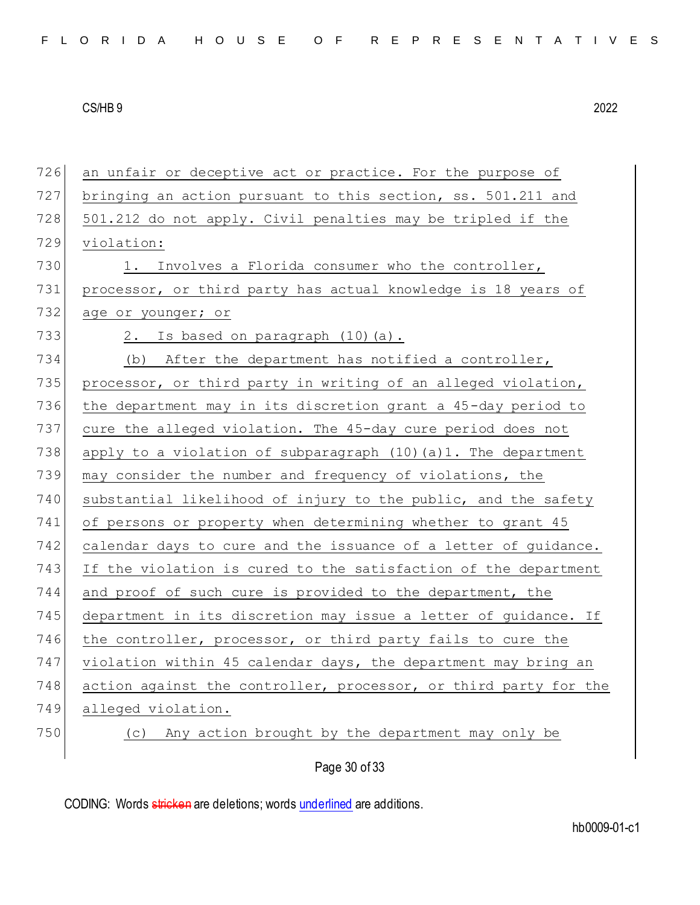an unfair or deceptive act or practice. For the purpose of bringing an action pursuant to this section, ss. 501.211 and 501.212 do not apply. Civil penalties may be tripled if the violation:

1. Involves a Florida consumer who the controller, processor, or third party has actual knowledge is 18 years of age or younger; or

2. Is based on paragraph (10)(a).

(b) After the department has notified a controller, processor, or third party in writing of an alleged violation, the department may in its discretion grant a 45-day period to cure the alleged violation. The 45-day cure period does not apply to a violation of subparagraph (10)(a)1. The department may consider the number and frequency of violations, the substantial likelihood of injury to the public, and the safety of persons or property when determining whether to grant 45 calendar days to cure and the issuance of a letter of guidance. If the violation is cured to the satisfaction of the department and proof of such cure is provided to the department, the department in its discretion may issue a letter of guidance. If the controller, processor, or third party fails to cure the violation within 45 calendar days, the department may bring an action against the controller, processor, or third party for the alleged violation.

(c) Any action brought by the department may only be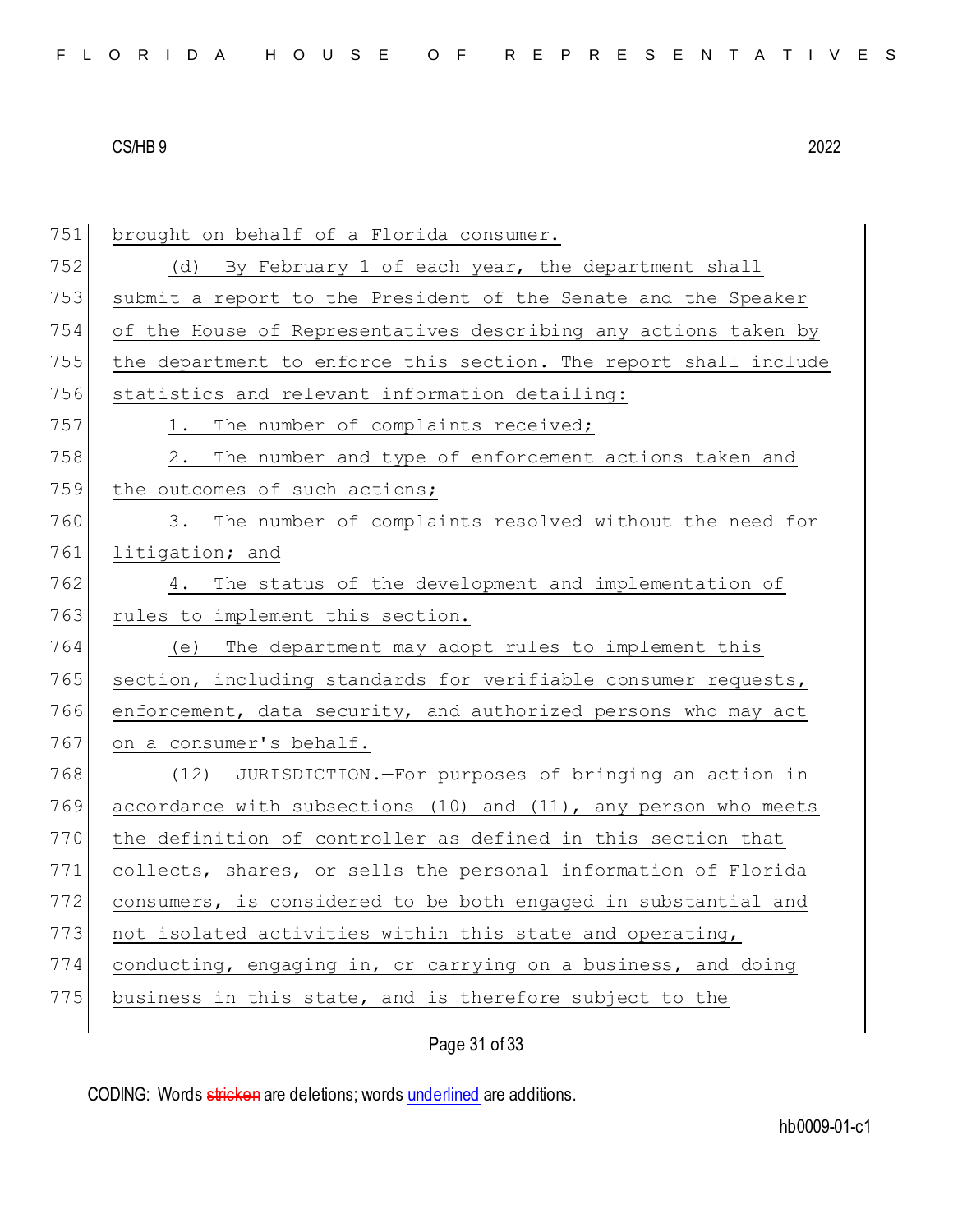brought on behalf of a Florida consumer.

(d) By February 1 of each year, the department shall submit a report to the President of the Senate and the Speaker of the House of Representatives describing any actions taken by the department to enforce this section. The report shall include statistics and relevant information detailing:

1. The number of complaints received;

2. The number and type of enforcement actions taken and the outcomes of such actions;

3. The number of complaints resolved without the need for litigation; and

4. The status of the development and implementation of rules to implement this section.

(e) The department may adopt rules to implement this section, including standards for verifiable consumer requests, enforcement, data security, and authorized persons who may act on a consumer's behalf.

(12) JURISDICTION.—For purposes of bringing an action in accordance with subsections (10) and (11), any person who meets the definition of controller as defined in this section that collects, shares, or sells the personal information of Florida consumers, is considered to be both engaged in substantial and not isolated activities within this state and operating, conducting, engaging in, or carrying on a business, and doing business in this state, and is therefore subject to the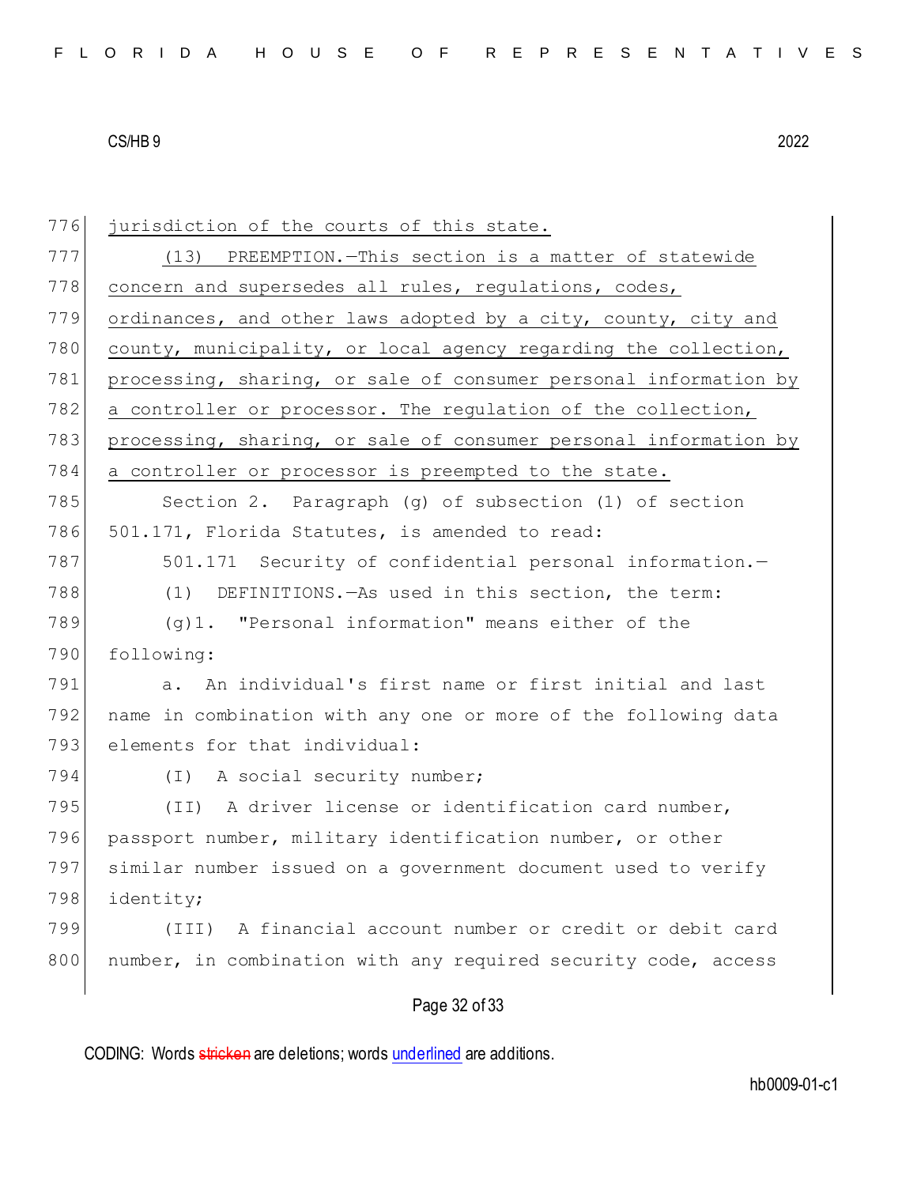jurisdiction of the courts of this state.

(13) PREEMPTION.—This section is a matter of statewide concern and supersedes all rules, regulations, codes, ordinances, and other laws adopted by a city, county, city and county, municipality, or local agency regarding the collection, processing, sharing, or sale of consumer personal information by a controller or processor. The regulation of the collection, processing, sharing, or sale of consumer personal information by a controller or processor is preempted to the state.

Section 2. Paragraph (g) of subsection (1) of section 501.171, Florida Statutes, is amended to read:

501.171 Security of confidential personal information.—

(1) DEFINITIONS.—As used in this section, the term:

(g)1. "Personal information" means either of the following:

a. An individual's first name or first initial and last name in combination with any one or more of the following data elements for that individual:

(I) A social security number;

(II) A driver license or identification card number, passport number, military identification number, or other similar number issued on a government document used to verify identity;

(III) A financial account number or credit or debit card number, in combination with any required security code, access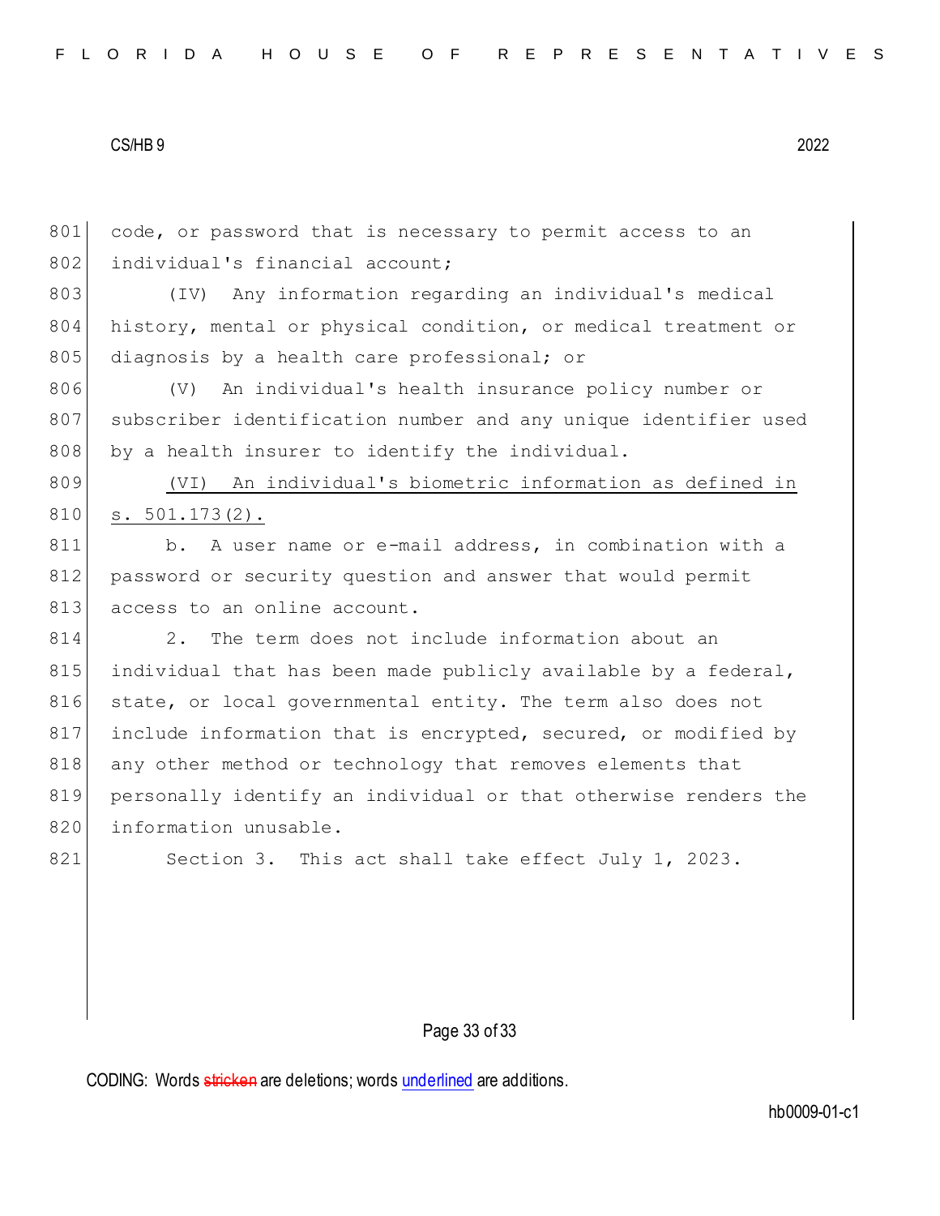code, or password that is necessary to permit access to an individual's financial account;

(IV) Any information regarding an individual's medical history, mental or physical condition, or medical treatment or diagnosis by a health care professional; or

(V) An individual's health insurance policy number or subscriber identification number and any unique identifier used by a health insurer to identify the individual.

(VI) An individual's biometric information as defined in s. 501.173(2).

b. A user name or e-mail address, in combination with a password or security question and answer that would permit access to an online account.

2. The term does not include information about an individual that has been made publicly available by a federal, state, or local governmental entity. The term also does not include information that is encrypted, secured, or modified by any other method or technology that removes elements that personally identify an individual or that otherwise renders the information unusable.

Section 3. This act shall take effect July 1, 2023.